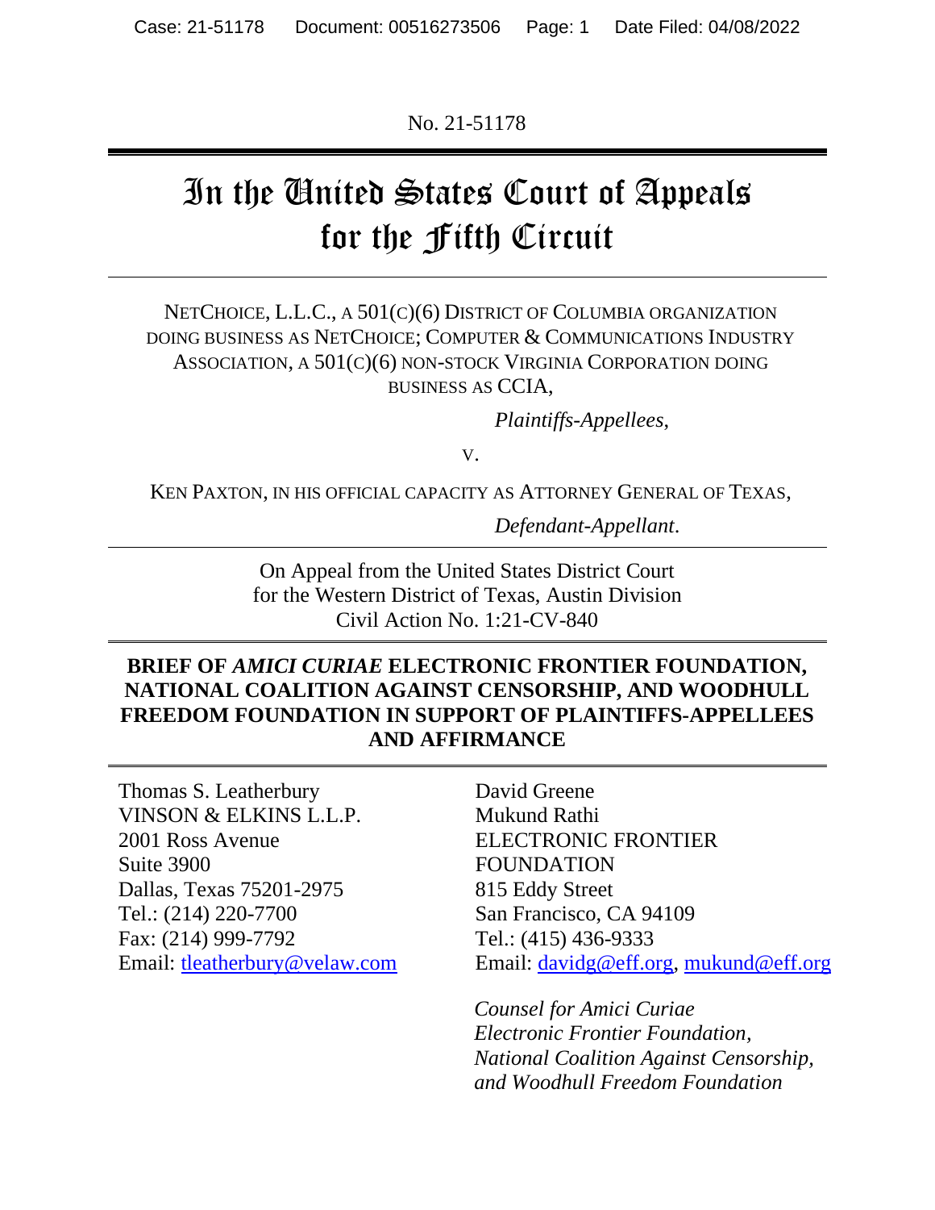No. 21-51178

# In the United States Court of Appeals for the Fifth Circuit

NETCHOICE, L.L.C., A 501(C)(6) DISTRICT OF COLUMBIA ORGANIZATION DOING BUSINESS AS NETCHOICE; COMPUTER & COMMUNICATIONS INDUSTRY ASSOCIATION, A 501(C)(6) NON-STOCK VIRGINIA CORPORATION DOING BUSINESS AS CCIA,

*Plaintiffs-Appellees*,

V.

KEN PAXTON, IN HIS OFFICIAL CAPACITY AS ATTORNEY GENERAL OF TEXAS,

*Defendant-Appellant*.

On Appeal from the United States District Court
for the Western District of Texas, Austin Division
Civil Action No. 1:21-CV-840

**BRIEF OF *AMICI CURIAE* ELECTRONIC FRONTIER FOUNDATION, NATIONAL COALITION AGAINST CENSORSHIP, AND WOODHULL FREEDOM FOUNDATION IN SUPPORT OF PLAINTIFFS-APPELLEES AND AFFIRMANCE**

Thomas S. Leatherbury
VINSON & ELKINS L.L.P.
2001 Ross Avenue
Suite 3900
Dallas, Texas 75201-2975
Tel.: (214) 220-7700
Fax: (214) 999-7792
Email: tleatherbury@velaw.com

David Greene
Mukund Rathi
ELECTRONIC FRONTIER FOUNDATION
815 Eddy Street
San Francisco, CA 94109
Tel.: (415) 436-9333
Email: davidg@eff.org, mukund@eff.org

*Counsel for Amici Curiae Electronic Frontier Foundation, National Coalition Against Censorship, and Woodhull Freedom Foundation*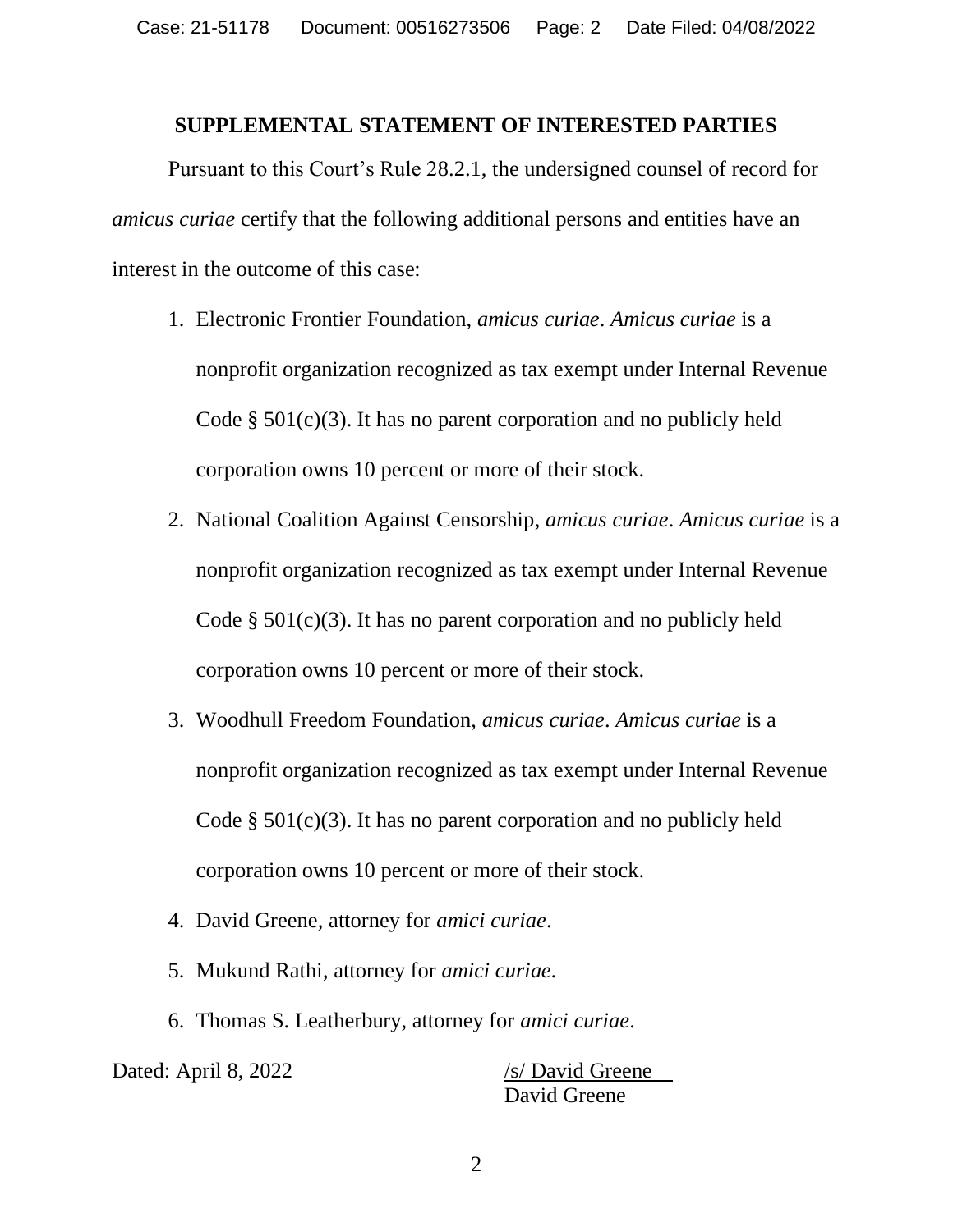## SUPPLEMENTAL STATEMENT OF INTERESTED PARTIES

Pursuant to this Court's Rule 28.2.1, the undersigned counsel of record for *amicus curiae* certify that the following additional persons and entities have an interest in the outcome of this case:

1. Electronic Frontier Foundation, *amicus curiae*. *Amicus curiae* is a nonprofit organization recognized as tax exempt under Internal Revenue Code § 501(c)(3). It has no parent corporation and no publicly held corporation owns 10 percent or more of their stock.
2. National Coalition Against Censorship, *amicus curiae*. *Amicus curiae* is a nonprofit organization recognized as tax exempt under Internal Revenue Code § 501(c)(3). It has no parent corporation and no publicly held corporation owns 10 percent or more of their stock.
3. Woodhull Freedom Foundation, *amicus curiae*. *Amicus curiae* is a nonprofit organization recognized as tax exempt under Internal Revenue Code § 501(c)(3). It has no parent corporation and no publicly held corporation owns 10 percent or more of their stock.
4. David Greene, attorney for *amici curiae*.
5. Mukund Rathi, attorney for *amici curiae*.
6. Thomas S. Leatherbury, attorney for *amici curiae*.

Dated: April 8, 2022

/s/ David Greene
David Greene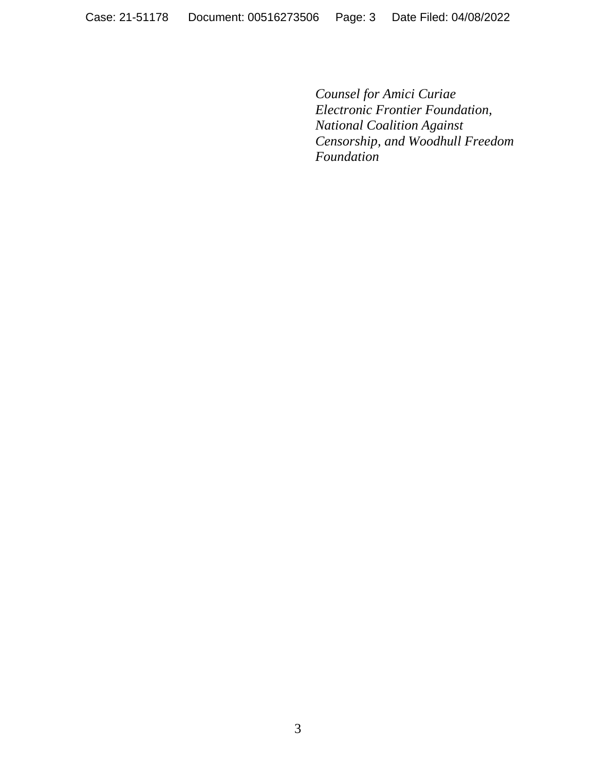*Counsel for Amici Curiae*
*Electronic Frontier Foundation,*
*National Coalition Against*
*Censorship, and Woodhull Freedom*
*Foundation*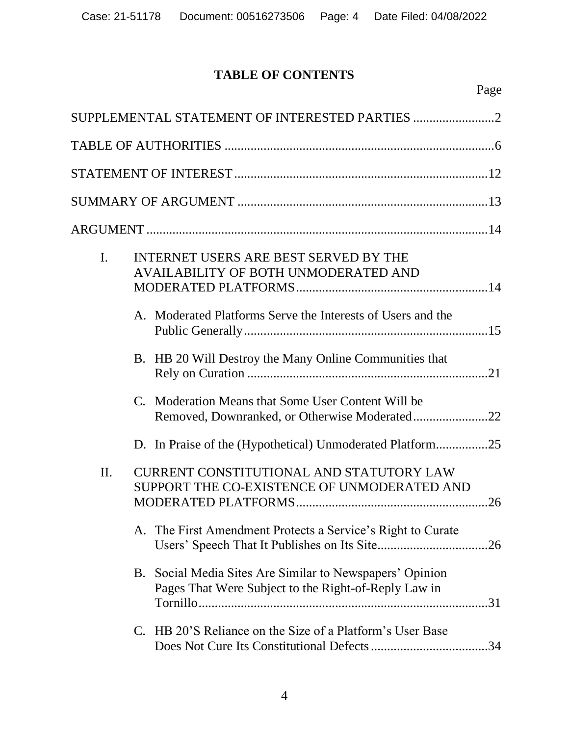# TABLE OF CONTENTS

Page

SUPPLEMENTAL STATEMENT OF INTERESTED PARTIES ........................2

TABLE OF AUTHORITIES ..................................................................................6

STATEMENT OF INTEREST .............................................................................12

SUMMARY OF ARGUMENT ............................................................................13

ARGUMENT ........................................................................................................14

I. INTERNET USERS ARE BEST SERVED BY THE AVAILABILITY OF BOTH UNMODERATED AND MODERATED PLATFORMS ..........................................................14

  A. Moderated Platforms Serve the Interests of Users and the Public Generally..........................................................................15

  B. HB 20 Will Destroy the Many Online Communities that Rely on Curation ..........................................................................21

  C. Moderation Means that Some User Content Will be Removed, Downranked, or Otherwise Moderated.......................22

  D. In Praise of the (Hypothetical) Unmoderated Platform................25

II. CURRENT CONSTITUTIONAL AND STATUTORY LAW SUPPORT THE CO-EXISTENCE OF UNMODERATED AND MODERATED PLATFORMS..........................................................26

  A. The First Amendment Protects a Service's Right to Curate Users' Speech That It Publishes on Its Site..................................26

  B. Social Media Sites Are Similar to Newspapers' Opinion Pages That Were Subject to the Right-of-Reply Law in Tornillo.........................................................................................31

  C. HB 20'S Reliance on the Size of a Platform's User Base Does Not Cure Its Constitutional Defects....................................34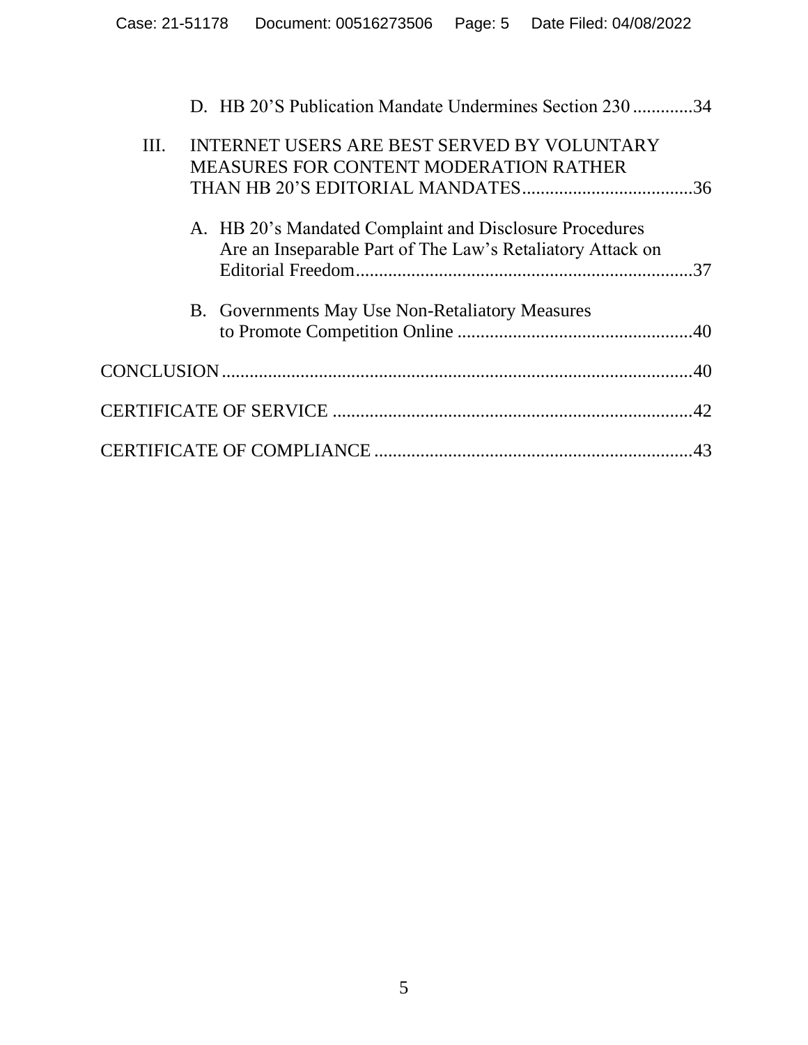D. HB 20'S Publication Mandate Undermines Section 230 .............34

III. INTERNET USERS ARE BEST SERVED BY VOLUNTARY MEASURES FOR CONTENT MODERATION RATHER THAN HB 20'S EDITORIAL MANDATES.....................................36

A. HB 20's Mandated Complaint and Disclosure Procedures Are an Inseparable Part of The Law's Retaliatory Attack on Editorial Freedom.........................................................................37

B. Governments May Use Non-Retaliatory Measures to Promote Competition Online ...................................................40

CONCLUSION.....................................................................................................40

CERTIFICATE OF SERVICE .............................................................................42

CERTIFICATE OF COMPLIANCE .....................................................................43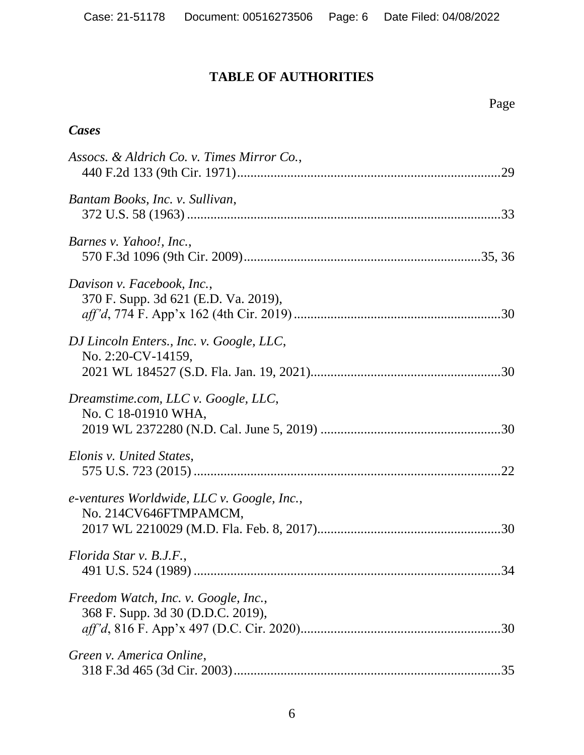# TABLE OF AUTHORITIES

Page

***Cases***

*Assocs. & Aldrich Co. v. Times Mirror Co.*,
440 F.2d 133 (9th Cir. 1971)..............................................................................29

*Bantam Books, Inc. v. Sullivan*,
372 U.S. 58 (1963)............................................................................................33

*Barnes v. Yahoo!, Inc.*,
570 F.3d 1096 (9th Cir. 2009).......................................................................35, 36

*Davison v. Facebook, Inc.*,
370 F. Supp. 3d 621 (E.D. Va. 2019),
*aff'd*, 774 F. App'x 162 (4th Cir. 2019)..............................................................30

*DJ Lincoln Enters., Inc. v. Google, LLC*,
No. 2:20-CV-14159,
2021 WL 184527 (S.D. Fla. Jan. 19, 2021)........................................................30

*Dreamstime.com, LLC v. Google, LLC*,
No. C 18-01910 WHA,
2019 WL 2372280 (N.D. Cal. June 5, 2019).....................................................30

*Elonis v. United States*,
575 U.S. 723 (2015)..........................................................................................22

*e-ventures Worldwide, LLC v. Google, Inc.*,
No. 214CV646FTMPAMCM,
2017 WL 2210029 (M.D. Fla. Feb. 8, 2017)......................................................30

*Florida Star v. B.J.F.*,
491 U.S. 524 (1989)..........................................................................................34

*Freedom Watch, Inc. v. Google, Inc.*,
368 F. Supp. 3d 30 (D.D.C. 2019),
*aff'd*, 816 F. App'x 497 (D.C. Cir. 2020)...........................................................30

*Green v. America Online*,
318 F.3d 465 (3d Cir. 2003)..............................................................................35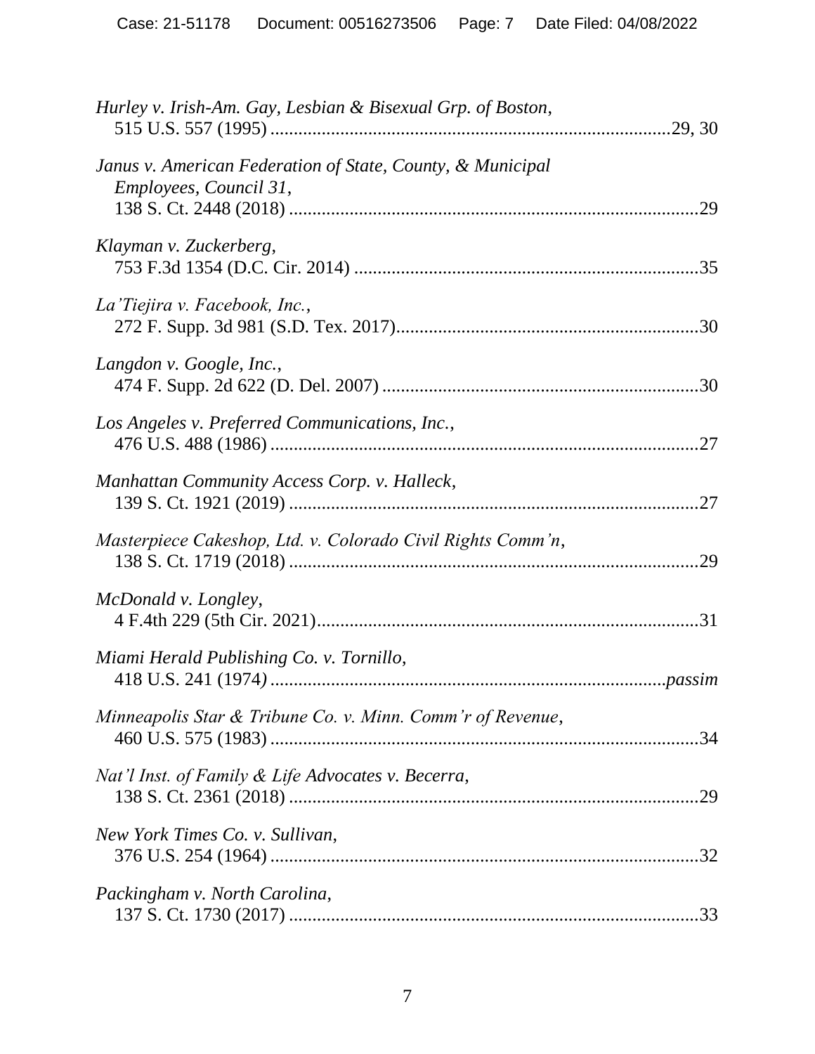*Hurley v. Irish-Am. Gay, Lesbian & Bisexual Grp. of Boston*,
515 U.S. 557 (1995) .......................................................................................29, 30

*Janus v. American Federation of State, County, & Municipal Employees, Council 31*,
138 S. Ct. 2448 (2018) ........................................................................................29

*Klayman v. Zuckerberg*,
753 F.3d 1354 (D.C. Cir. 2014) ..........................................................................35

*La'Tiejira v. Facebook, Inc.*,
272 F. Supp. 3d 981 (S.D. Tex. 2017)................................................................30

*Langdon v. Google, Inc.*,
474 F. Supp. 2d 622 (D. Del. 2007) ....................................................................30

*Los Angeles v. Preferred Communications, Inc.*,
476 U.S. 488 (1986) ............................................................................................27

*Manhattan Community Access Corp. v. Halleck*,
139 S. Ct. 1921 (2019) ........................................................................................27

*Masterpiece Cakeshop, Ltd. v. Colorado Civil Rights Comm'n*,
138 S. Ct. 1719 (2018) ........................................................................................29

*McDonald v. Longley*,
4 F.4th 229 (5th Cir. 2021)..................................................................................31

*Miami Herald Publishing Co. v. Tornillo*,
418 U.S. 241 (1974) .....................................................................................*passim*

*Minneapolis Star & Tribune Co. v. Minn. Comm'r of Revenue*,
460 U.S. 575 (1983) ............................................................................................34

*Nat'l Inst. of Family & Life Advocates v. Becerra*,
138 S. Ct. 2361 (2018) ........................................................................................29

*New York Times Co. v. Sullivan*,
376 U.S. 254 (1964) ............................................................................................32

*Packingham v. North Carolina*,
137 S. Ct. 1730 (2017) ........................................................................................33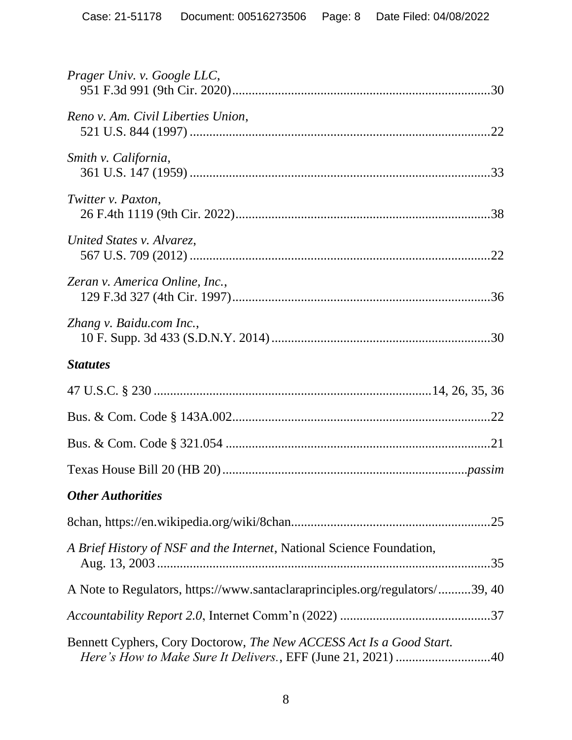*Prager Univ. v. Google LLC*,
951 F.3d 991 (9th Cir. 2020)............................................................................30

*Reno v. Am. Civil Liberties Union*,
521 U.S. 844 (1997) ..........................................................................................22

*Smith v. California*,
361 U.S. 147 (1959) ..........................................................................................33

*Twitter v. Paxton*,
26 F.4th 1119 (9th Cir. 2022)............................................................................38

*United States v. Alvarez*,
567 U.S. 709 (2012) ..........................................................................................22

*Zeran v. America Online, Inc.*,
129 F.3d 327 (4th Cir. 1997).............................................................................36

*Zhang v. Baidu.com Inc.*,
10 F. Supp. 3d 433 (S.D.N.Y. 2014)..................................................................30

### *Statutes*

47 U.S.C. § 230 ...................................................................................14, 26, 35, 36

Bus. & Com. Code § 143A.002..............................................................................22

Bus. & Com. Code § 321.054 ................................................................................21

Texas House Bill 20 (HB 20)........................................................................*passim*

### *Other Authorities*

8chan, https://en.wikipedia.org/wiki/8chan............................................................25

*A Brief History of NSF and the Internet*, National Science Foundation,
Aug. 13, 2003......................................................................................................35

A Note to Regulators, https://www.santaclaraprinciples.org/regulators/..........39, 40

*Accountability Report 2.0*, Internet Comm'n (2022) .............................................37

Bennett Cyphers, Cory Doctorow, *The New ACCESS Act Is a Good Start. Here's How to Make Sure It Delivers.*, EFF (June 21, 2021) ............................40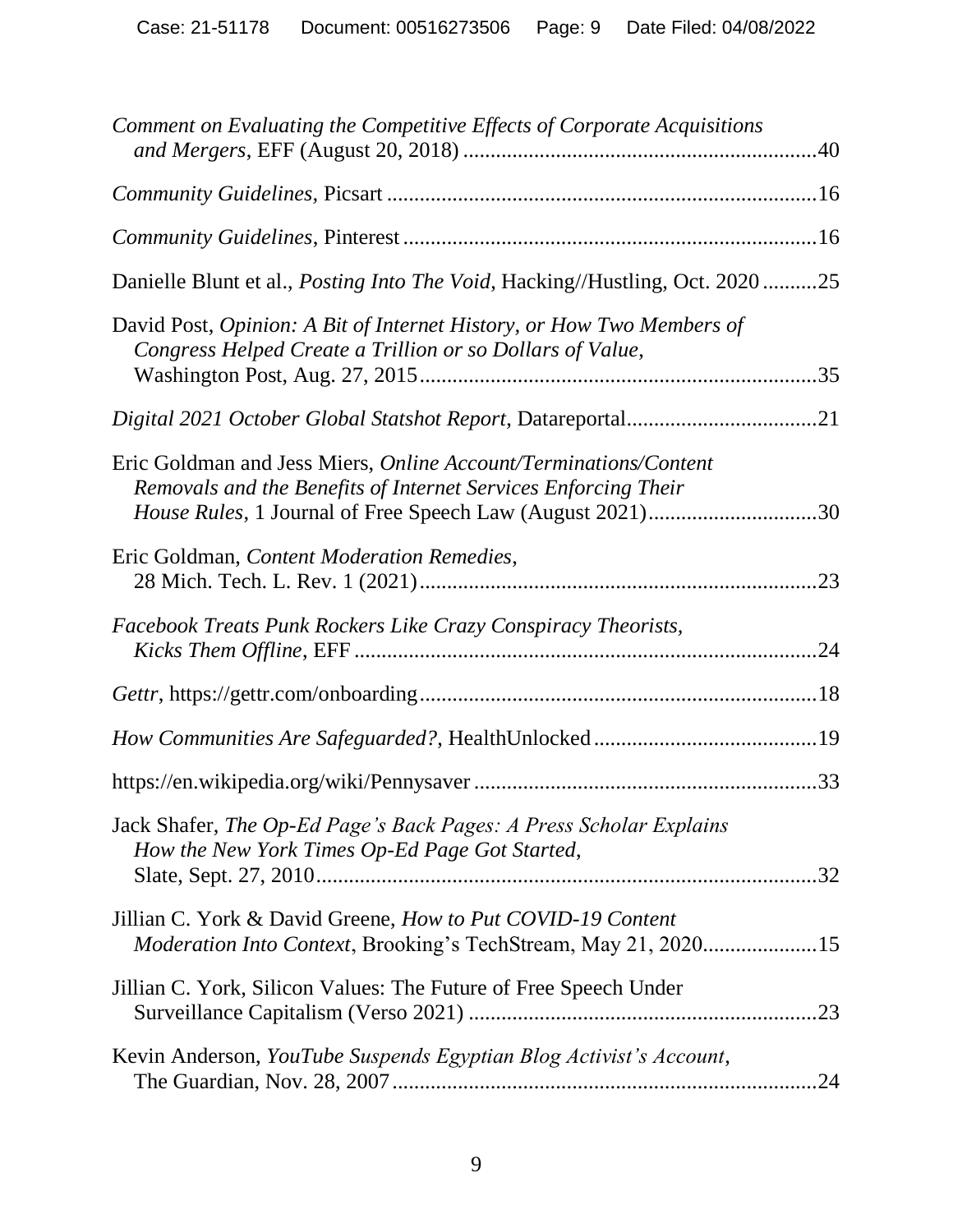*Comment on Evaluating the Competitive Effects of Corporate Acquisitions and Mergers*, EFF (August 20, 2018) ....................................................................40

*Community Guidelines*, Picsart ....................................................................16

*Community Guidelines*, Pinterest ....................................................................16

Danielle Blunt et al., *Posting Into The Void*, Hacking//Hustling, Oct. 2020 ..........25

David Post, *Opinion: A Bit of Internet History, or How Two Members of Congress Helped Create a Trillion or so Dollars of Value*, Washington Post, Aug. 27, 2015....................................................................35

*Digital 2021 October Global Statshot Report*, Datareportal....................................21

Eric Goldman and Jess Miers, *Online Account/Terminations/Content Removals and the Benefits of Internet Services Enforcing Their House Rules*, 1 Journal of Free Speech Law (August 2021)...............................30

Eric Goldman, *Content Moderation Remedies*, 28 Mich. Tech. L. Rev. 1 (2021)....................................................................23

*Facebook Treats Punk Rockers Like Crazy Conspiracy Theorists, Kicks Them Offline*, EFF ....................................................................24

*Gettr*, https://gettr.com/onboarding....................................................................18

*How Communities Are Safeguarded?*, HealthUnlocked .........................................19

https://en.wikipedia.org/wiki/Pennysaver ....................................................................33

Jack Shafer, *The Op-Ed Page's Back Pages: A Press Scholar Explains How the New York Times Op-Ed Page Got Started*, Slate, Sept. 27, 2010....................................................................32

Jillian C. York & David Greene, *How to Put COVID-19 Content Moderation Into Context*, Brooking's TechStream, May 21, 2020....................15

Jillian C. York, Silicon Values: The Future of Free Speech Under Surveillance Capitalism (Verso 2021) ....................................................................23

Kevin Anderson, *YouTube Suspends Egyptian Blog Activist's Account*, The Guardian, Nov. 28, 2007....................................................................24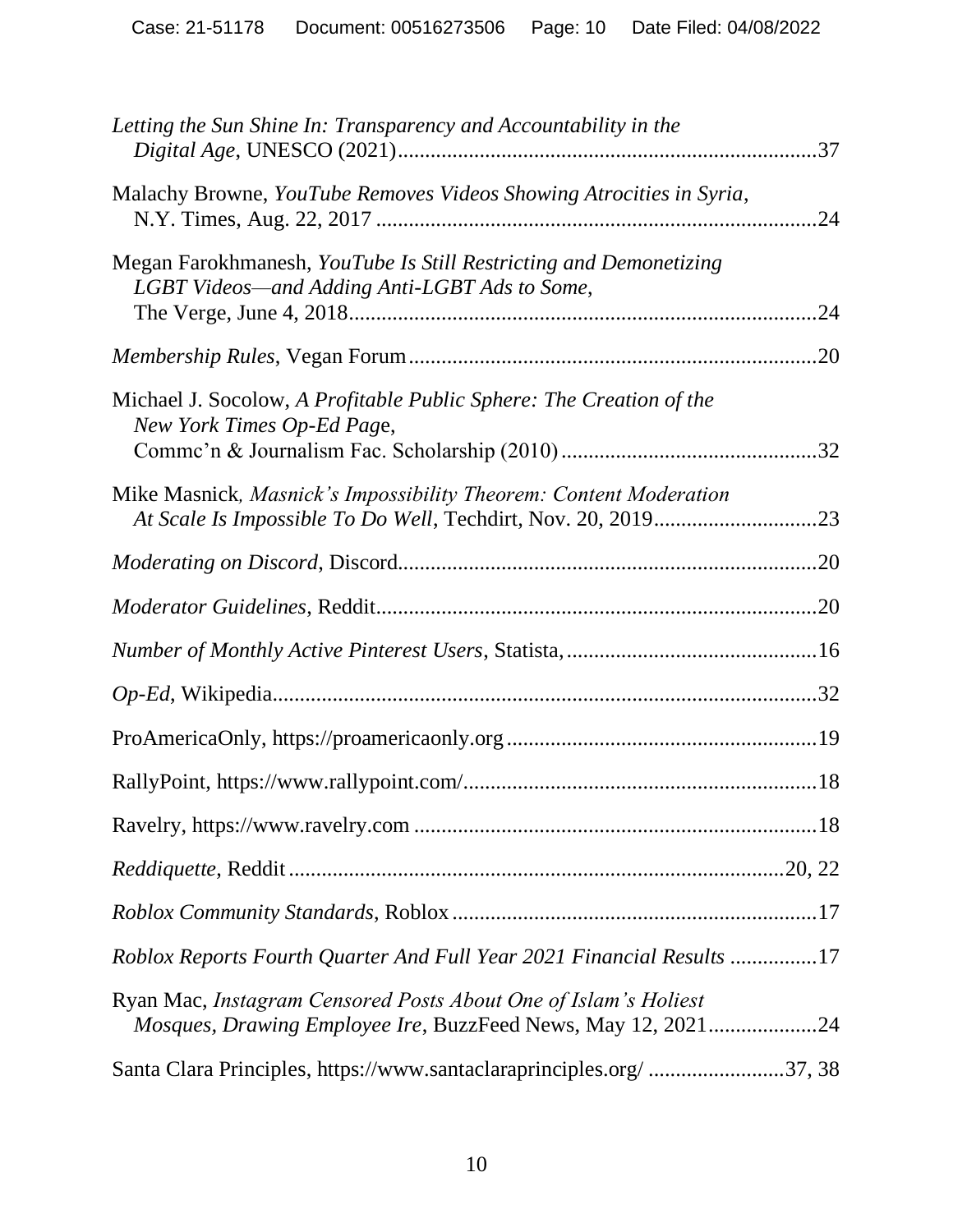*Letting the Sun Shine In: Transparency and Accountability in the Digital Age*, UNESCO (2021) ........................................................................... 37

Malachy Browne, *YouTube Removes Videos Showing Atrocities in Syria*, N.Y. Times, Aug. 22, 2017 ............................................................................... 24

Megan Farokhmanesh, *YouTube Is Still Restricting and Demonetizing LGBT Videos—and Adding Anti-LGBT Ads to Some*, The Verge, June 4, 2018..................................................................................... 24

*Membership Rules*, Vegan Forum......................................................................... 20

Michael J. Socolow, *A Profitable Public Sphere: The Creation of the New York Times Op-Ed Page*, Commc'n & Journalism Fac. Scholarship (2010) .............................................. 32

Mike Masnick, *Masnick's Impossibility Theorem: Content Moderation At Scale Is Impossible To Do Well*, Techdirt, Nov. 20, 2019............................. 23

*Moderating on Discord*, Discord........................................................................... 20

*Moderator Guidelines*, Reddit................................................................................ 20

*Number of Monthly Active Pinterest Users*, Statista, ............................................. 16

*Op-Ed*, Wikipedia................................................................................................... 32

ProAmericaOnly, https://proamericaonly.org ......................................................... 19

RallyPoint, https://www.rallypoint.com/................................................................ 18

Ravelry, https://www.ravelry.com .......................................................................... 18

*Reddiquette*, Reddit ........................................................................................... 20, 22

*Roblox Community Standards*, Roblox .................................................................. 17

*Roblox Reports Fourth Quarter And Full Year 2021 Financial Results* ................ 17

Ryan Mac, *Instagram Censored Posts About One of Islam's Holiest Mosques, Drawing Employee Ire*, BuzzFeed News, May 12, 2021.................... 24

Santa Clara Principles, https://www.santaclaraprinciples.org/ ......................... 37, 38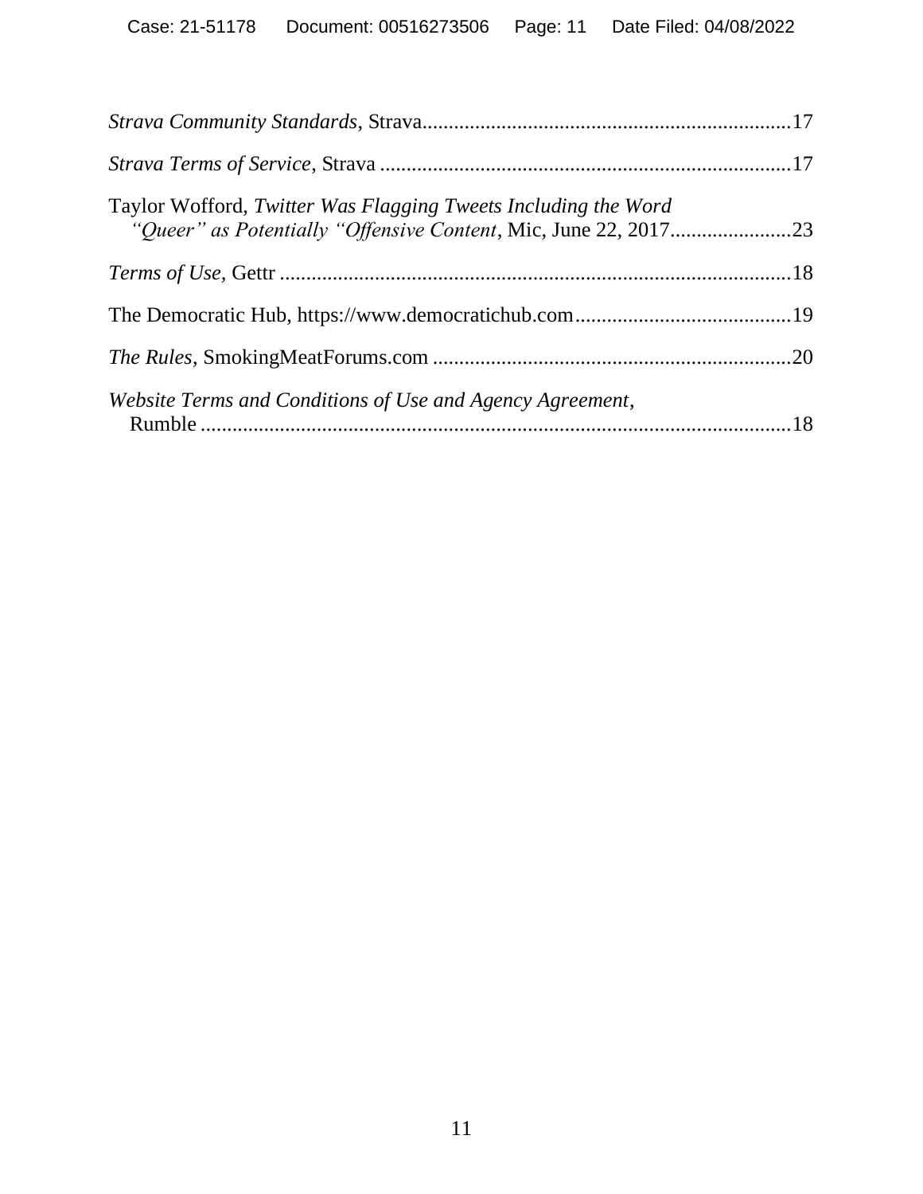*Strava Community Standards*, Strava.....................................................................17

*Strava Terms of Service*, Strava .............................................................................17

Taylor Wofford, *Twitter Was Flagging Tweets Including the Word "Queer" as Potentially "Offensive Content*, Mic, June 22, 2017.......................23

*Terms of Use*, Gettr ................................................................................................18

The Democratic Hub, https://www.democratichub.com.........................................19

*The Rules*, SmokingMeatForums.com ...................................................................20

*Website Terms and Conditions of Use and Agency Agreement*, Rumble ...............................................................................................................18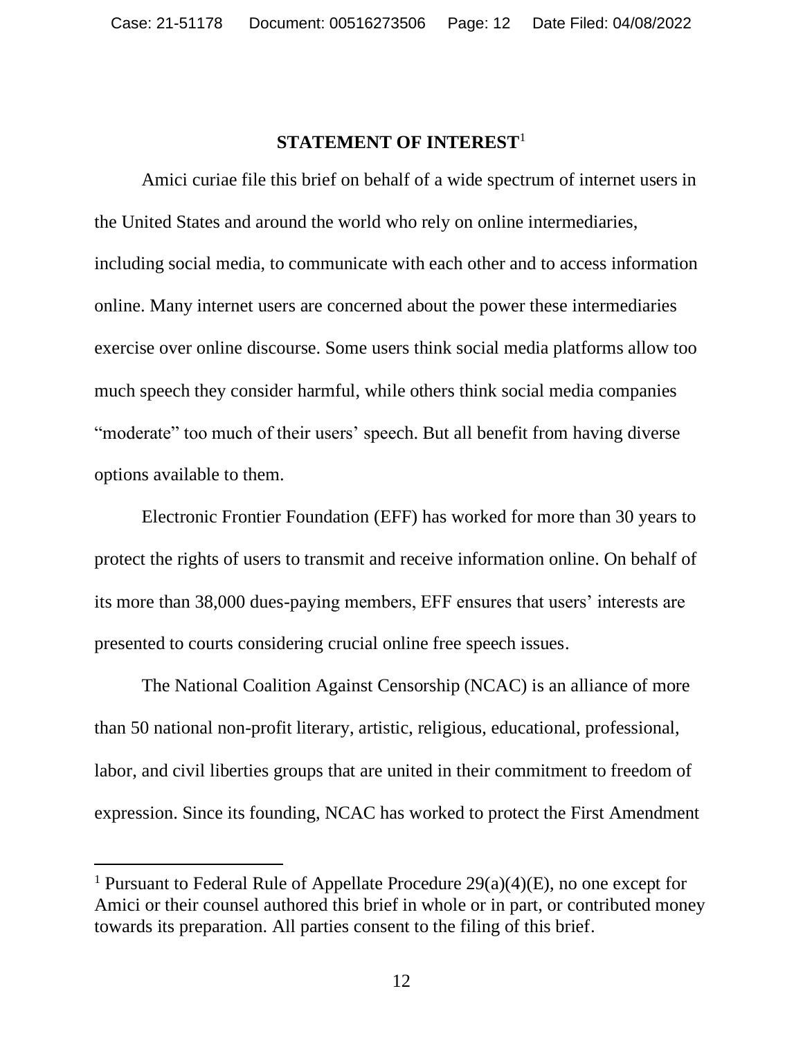## STATEMENT OF INTEREST[1]

Amici curiae file this brief on behalf of a wide spectrum of internet users in the United States and around the world who rely on online intermediaries, including social media, to communicate with each other and to access information online. Many internet users are concerned about the power these intermediaries exercise over online discourse. Some users think social media platforms allow too much speech they consider harmful, while others think social media companies "moderate" too much of their users' speech. But all benefit from having diverse options available to them.

Electronic Frontier Foundation (EFF) has worked for more than 30 years to protect the rights of users to transmit and receive information online. On behalf of its more than 38,000 dues-paying members, EFF ensures that users' interests are presented to courts considering crucial online free speech issues.

The National Coalition Against Censorship (NCAC) is an alliance of more than 50 national non-profit literary, artistic, religious, educational, professional, labor, and civil liberties groups that are united in their commitment to freedom of expression. Since its founding, NCAC has worked to protect the First Amendment

---

[1] Pursuant to Federal Rule of Appellate Procedure 29(a)(4)(E), no one except for Amici or their counsel authored this brief in whole or in part, or contributed money towards its preparation. All parties consent to the filing of this brief.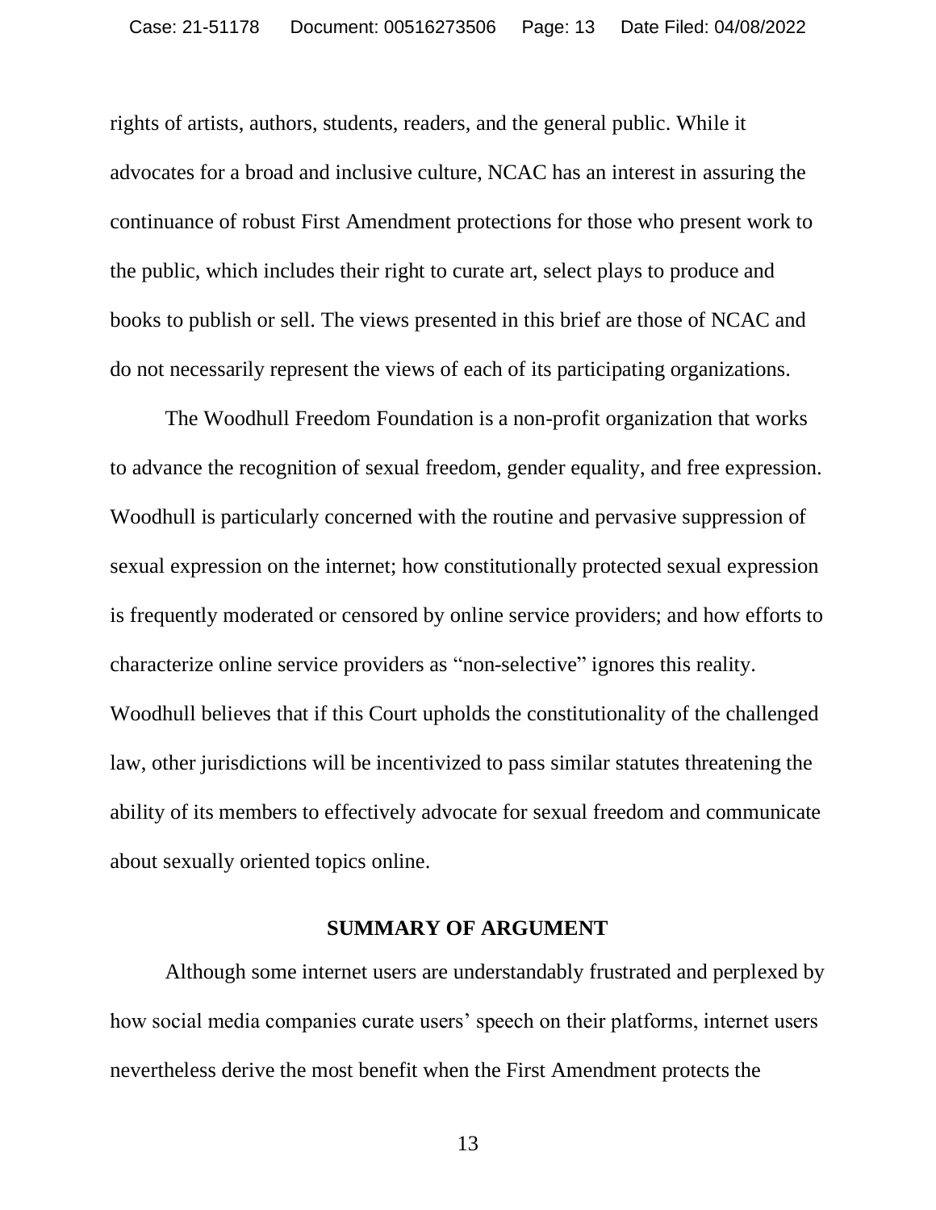rights of artists, authors, students, readers, and the general public. While it advocates for a broad and inclusive culture, NCAC has an interest in assuring the continuance of robust First Amendment protections for those who present work to the public, which includes their right to curate art, select plays to produce and books to publish or sell. The views presented in this brief are those of NCAC and do not necessarily represent the views of each of its participating organizations.

The Woodhull Freedom Foundation is a non-profit organization that works to advance the recognition of sexual freedom, gender equality, and free expression. Woodhull is particularly concerned with the routine and pervasive suppression of sexual expression on the internet; how constitutionally protected sexual expression is frequently moderated or censored by online service providers; and how efforts to characterize online service providers as "non-selective" ignores this reality. Woodhull believes that if this Court upholds the constitutionality of the challenged law, other jurisdictions will be incentivized to pass similar statutes threatening the ability of its members to effectively advocate for sexual freedom and communicate about sexually oriented topics online.

## SUMMARY OF ARGUMENT

Although some internet users are understandably frustrated and perplexed by how social media companies curate users' speech on their platforms, internet users nevertheless derive the most benefit when the First Amendment protects the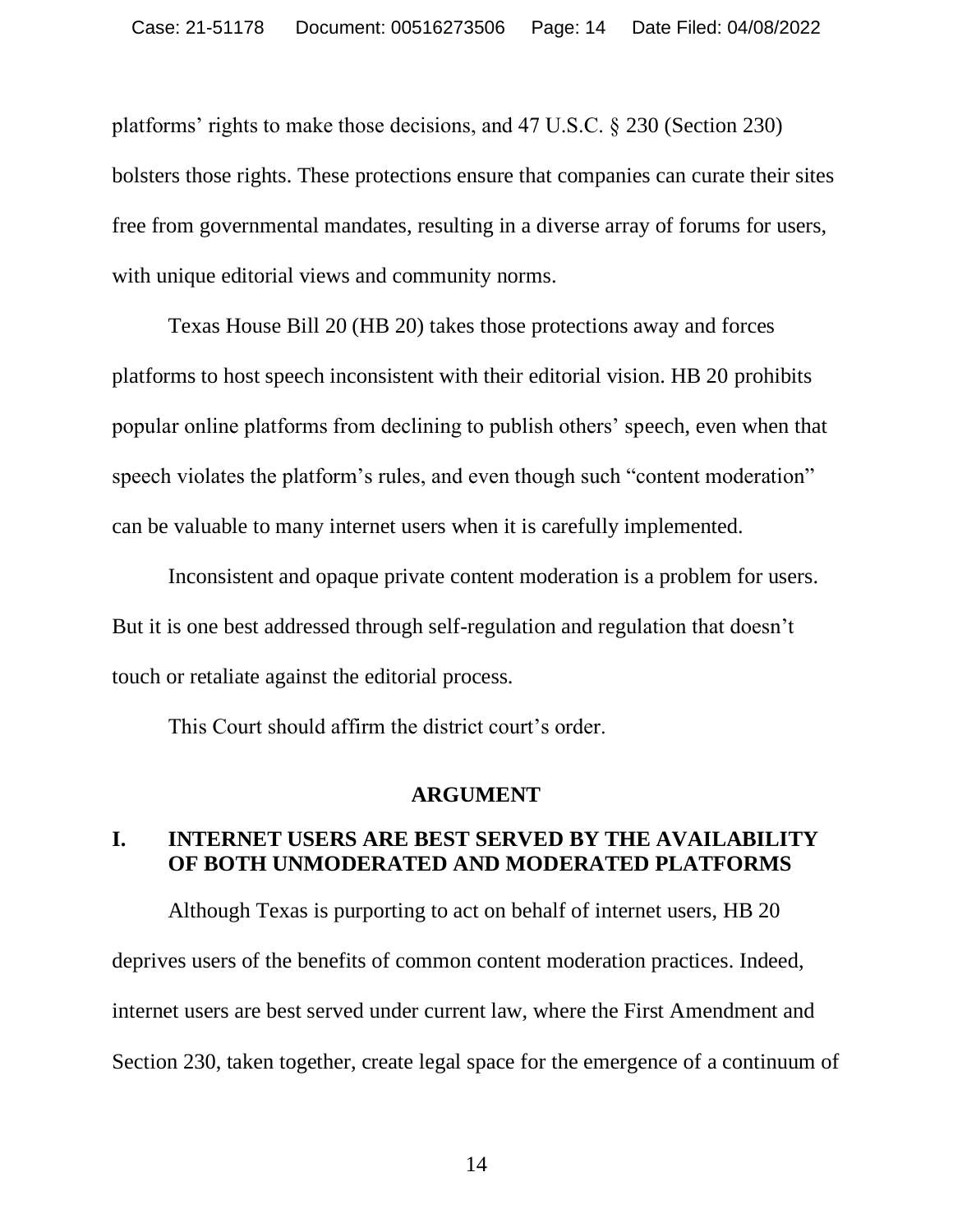platforms' rights to make those decisions, and 47 U.S.C. § 230 (Section 230) bolsters those rights. These protections ensure that companies can curate their sites free from governmental mandates, resulting in a diverse array of forums for users, with unique editorial views and community norms.

Texas House Bill 20 (HB 20) takes those protections away and forces platforms to host speech inconsistent with their editorial vision. HB 20 prohibits popular online platforms from declining to publish others' speech, even when that speech violates the platform's rules, and even though such "content moderation" can be valuable to many internet users when it is carefully implemented.

Inconsistent and opaque private content moderation is a problem for users. But it is one best addressed through self-regulation and regulation that doesn't touch or retaliate against the editorial process.

This Court should affirm the district court's order.

## ARGUMENT

### I. INTERNET USERS ARE BEST SERVED BY THE AVAILABILITY OF BOTH UNMODERATED AND MODERATED PLATFORMS

Although Texas is purporting to act on behalf of internet users, HB 20 deprives users of the benefits of common content moderation practices. Indeed, internet users are best served under current law, where the First Amendment and Section 230, taken together, create legal space for the emergence of a continuum of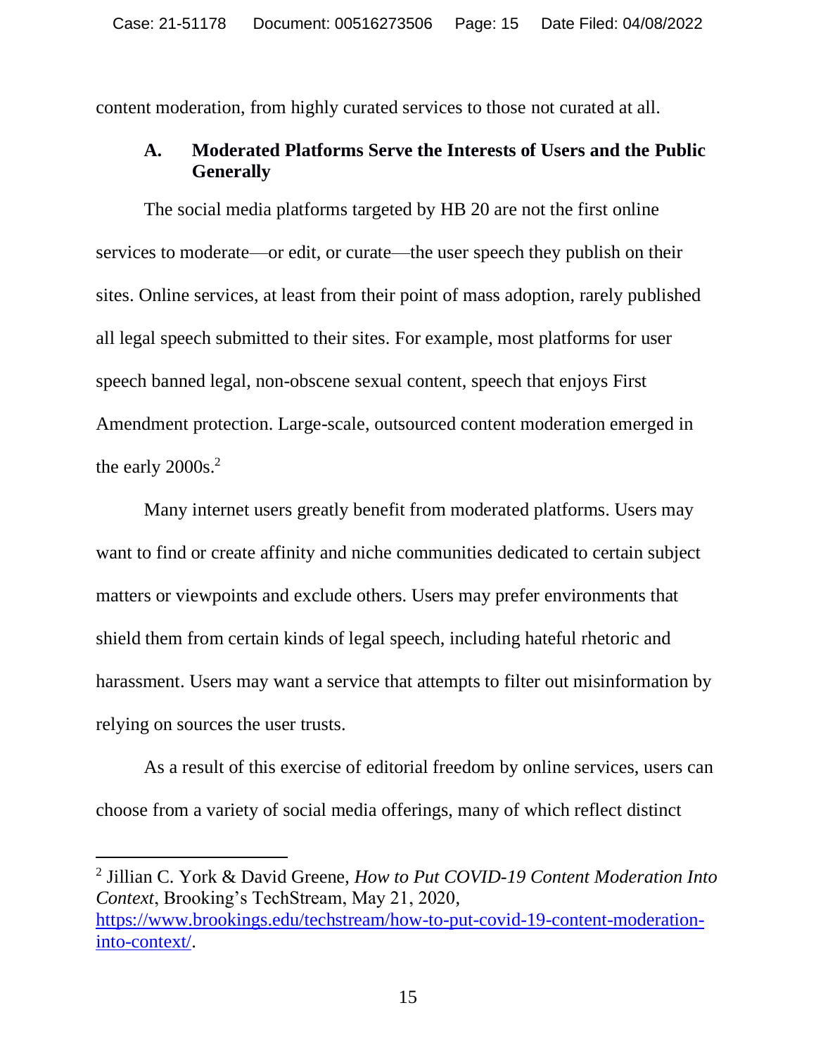content moderation, from highly curated services to those not curated at all.

### A. Moderated Platforms Serve the Interests of Users and the Public Generally

The social media platforms targeted by HB 20 are not the first online services to moderate—or edit, or curate—the user speech they publish on their sites. Online services, at least from their point of mass adoption, rarely published all legal speech submitted to their sites. For example, most platforms for user speech banned legal, non-obscene sexual content, speech that enjoys First Amendment protection. Large-scale, outsourced content moderation emerged in the early 2000s.[2]

Many internet users greatly benefit from moderated platforms. Users may want to find or create affinity and niche communities dedicated to certain subject matters or viewpoints and exclude others. Users may prefer environments that shield them from certain kinds of legal speech, including hateful rhetoric and harassment. Users may want a service that attempts to filter out misinformation by relying on sources the user trusts.

As a result of this exercise of editorial freedom by online services, users can choose from a variety of social media offerings, many of which reflect distinct

---

[2] Jillian C. York & David Greene, *How to Put COVID-19 Content Moderation Into Context*, Brooking's TechStream, May 21, 2020, https://www.brookings.edu/techstream/how-to-put-covid-19-content-moderation-into-context/.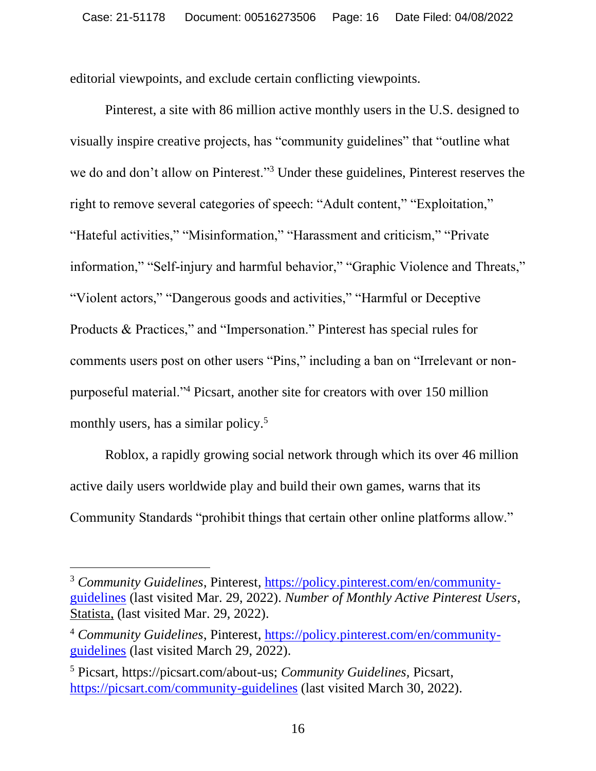editorial viewpoints, and exclude certain conflicting viewpoints.

Pinterest, a site with 86 million active monthly users in the U.S. designed to visually inspire creative projects, has "community guidelines" that "outline what we do and don't allow on Pinterest."[3] Under these guidelines, Pinterest reserves the right to remove several categories of speech: "Adult content," "Exploitation," "Hateful activities," "Misinformation," "Harassment and criticism," "Private information," "Self-injury and harmful behavior," "Graphic Violence and Threats," "Violent actors," "Dangerous goods and activities," "Harmful or Deceptive Products & Practices," and "Impersonation." Pinterest has special rules for comments users post on other users "Pins," including a ban on "Irrelevant or non-purposeful material."[4] Picsart, another site for creators with over 150 million monthly users, has a similar policy.[5]

Roblox, a rapidly growing social network through which its over 46 million active daily users worldwide play and build their own games, warns that its Community Standards "prohibit things that certain other online platforms allow."

---

[3] *Community Guidelines*, Pinterest, https://policy.pinterest.com/en/community-guidelines (last visited Mar. 29, 2022). *Number of Monthly Active Pinterest Users*, Statista, (last visited Mar. 29, 2022).

[4] *Community Guidelines*, Pinterest, https://policy.pinterest.com/en/community-guidelines (last visited March 29, 2022).

[5] Picsart, https://picsart.com/about-us; *Community Guidelines*, Picsart, https://picsart.com/community-guidelines (last visited March 30, 2022).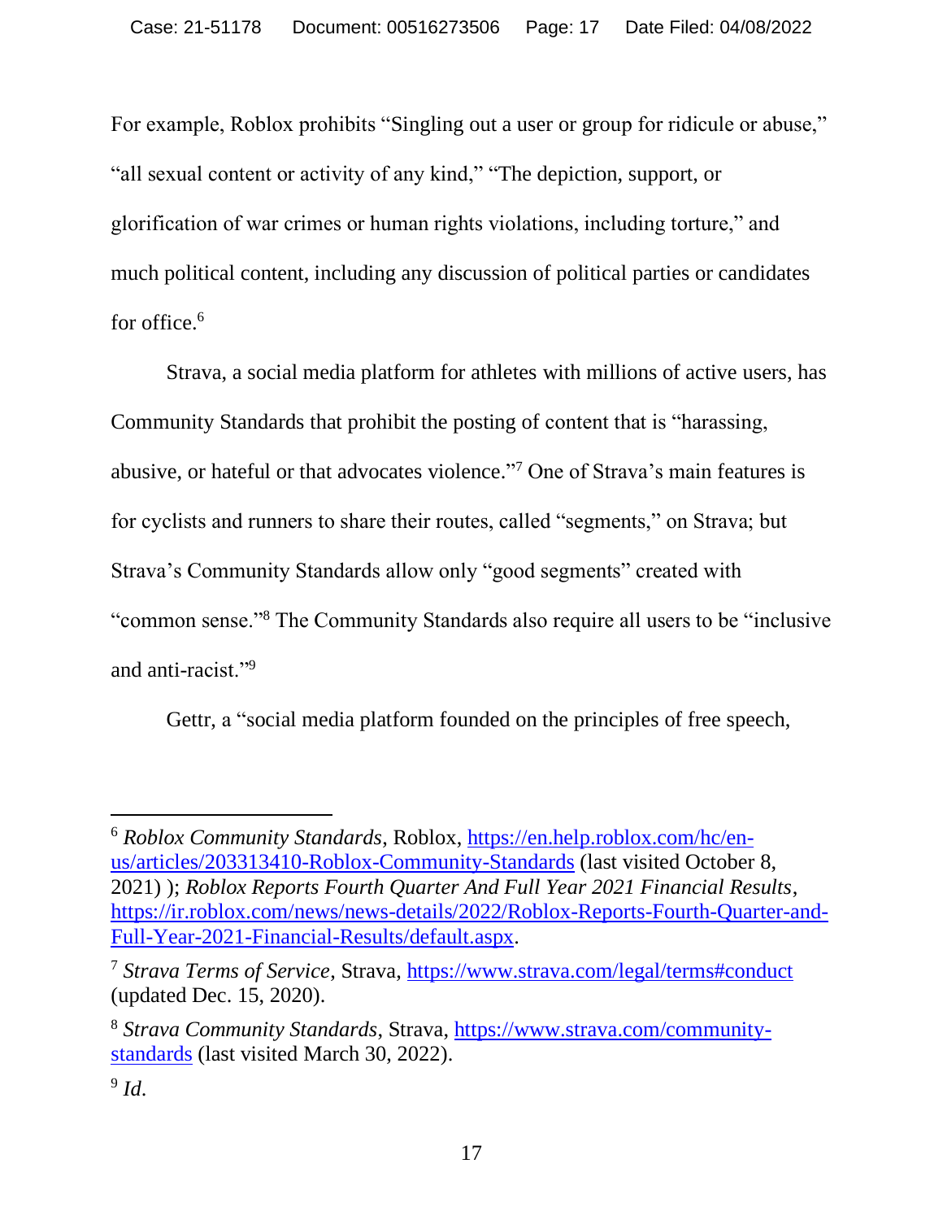For example, Roblox prohibits "Singling out a user or group for ridicule or abuse," "all sexual content or activity of any kind," "The depiction, support, or glorification of war crimes or human rights violations, including torture," and much political content, including any discussion of political parties or candidates for office.[6]

Strava, a social media platform for athletes with millions of active users, has Community Standards that prohibit the posting of content that is "harassing, abusive, or hateful or that advocates violence."[7] One of Strava's main features is for cyclists and runners to share their routes, called "segments," on Strava; but Strava's Community Standards allow only "good segments" created with "common sense."[8] The Community Standards also require all users to be "inclusive and anti-racist."[9]

Gettr, a "social media platform founded on the principles of free speech,

---

[6] *Roblox Community Standards*, Roblox, https://en.help.roblox.com/hc/en-us/articles/203313410-Roblox-Community-Standards (last visited October 8, 2021) ); *Roblox Reports Fourth Quarter And Full Year 2021 Financial Results*, https://ir.roblox.com/news/news-details/2022/Roblox-Reports-Fourth-Quarter-and-Full-Year-2021-Financial-Results/default.aspx.

[7] *Strava Terms of Service*, Strava, https://www.strava.com/legal/terms#conduct (updated Dec. 15, 2020).

[8] *Strava Community Standards*, Strava, https://www.strava.com/community-standards (last visited March 30, 2022).

[9] *Id*.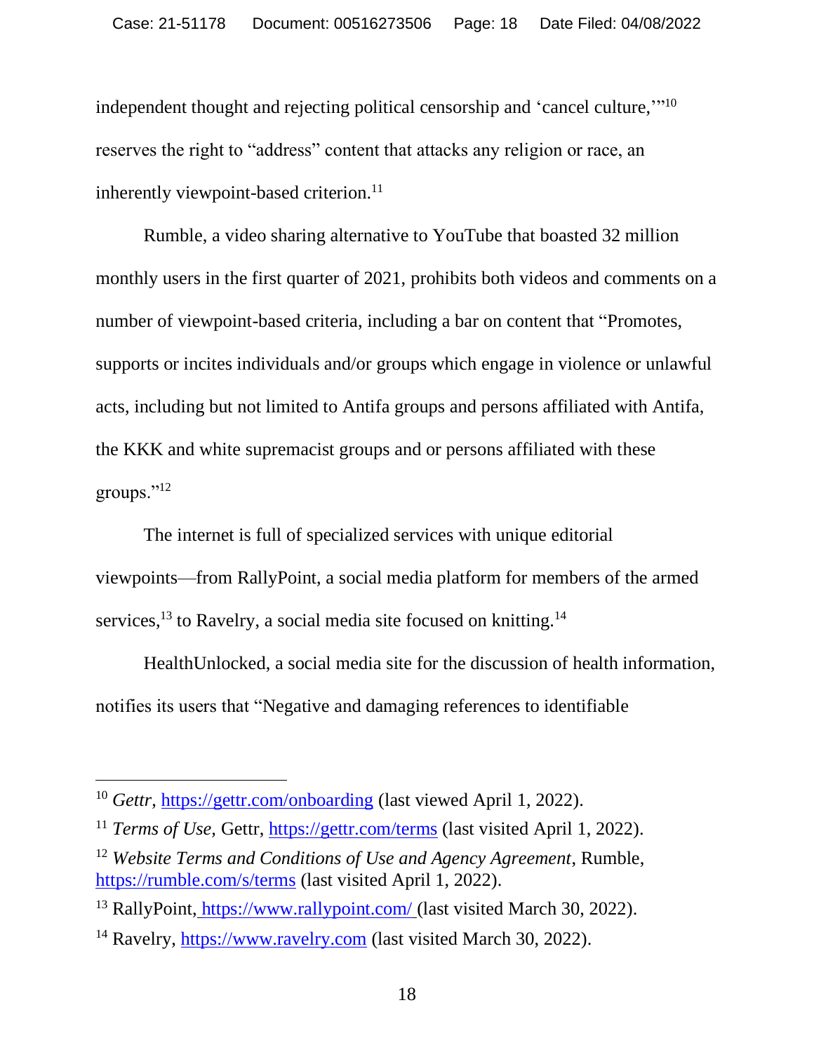independent thought and rejecting political censorship and 'cancel culture,'"[10] reserves the right to "address" content that attacks any religion or race, an inherently viewpoint-based criterion.[11]

Rumble, a video sharing alternative to YouTube that boasted 32 million monthly users in the first quarter of 2021, prohibits both videos and comments on a number of viewpoint-based criteria, including a bar on content that "Promotes, supports or incites individuals and/or groups which engage in violence or unlawful acts, including but not limited to Antifa groups and persons affiliated with Antifa, the KKK and white supremacist groups and or persons affiliated with these groups."[12]

The internet is full of specialized services with unique editorial viewpoints—from RallyPoint, a social media platform for members of the armed services,[13] to Ravelry, a social media site focused on knitting.[14]

HealthUnlocked, a social media site for the discussion of health information, notifies its users that "Negative and damaging references to identifiable

---

[10] *Gettr*, https://gettr.com/onboarding (last viewed April 1, 2022).

[11] *Terms of Use,* Gettr, https://gettr.com/terms (last visited April 1, 2022).

[12] *Website Terms and Conditions of Use and Agency Agreement,* Rumble, https://rumble.com/s/terms (last visited April 1, 2022).

[13] RallyPoint, https://www.rallypoint.com/ (last visited March 30, 2022).

[14] Ravelry, https://www.ravelry.com (last visited March 30, 2022).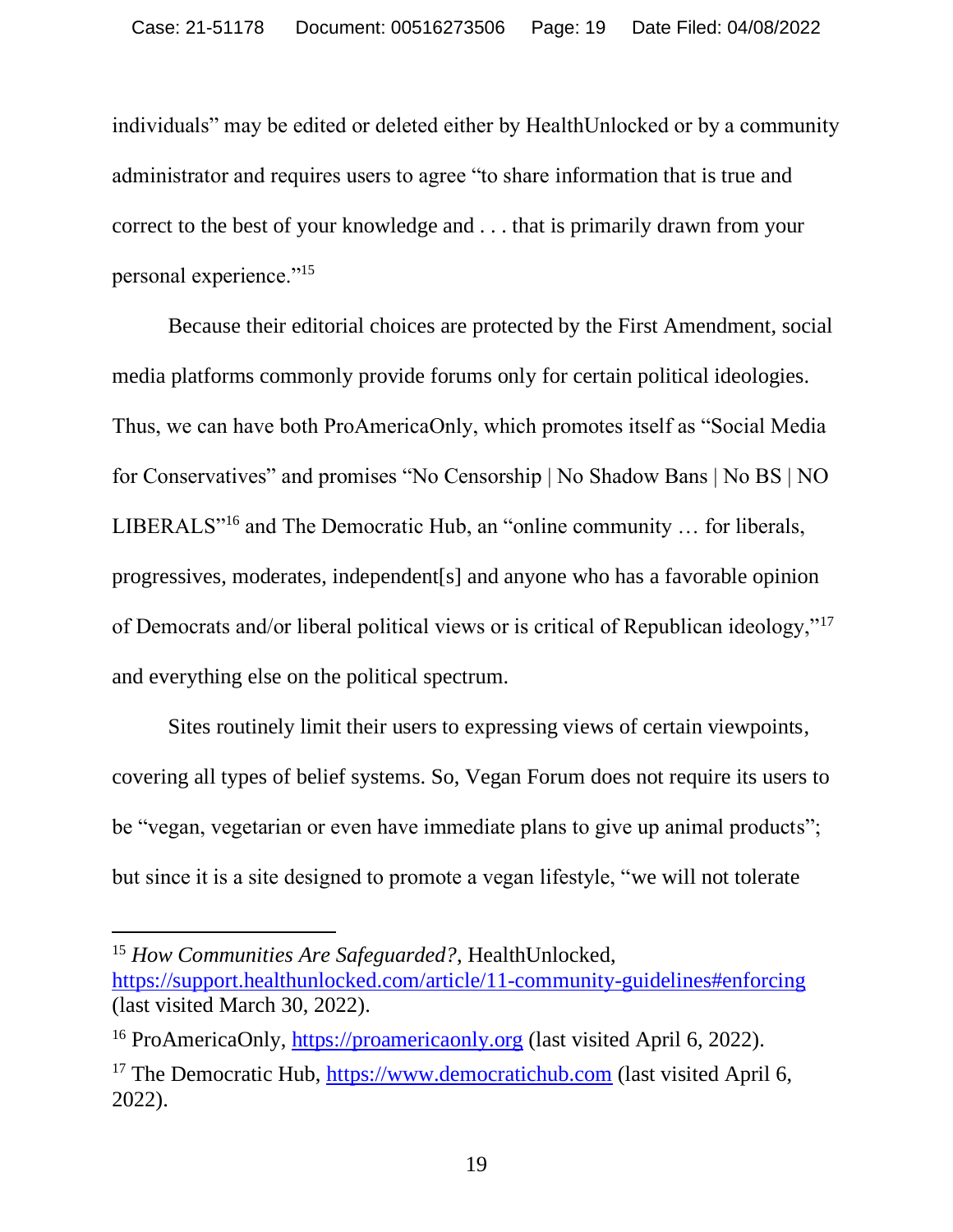individuals" may be edited or deleted either by HealthUnlocked or by a community administrator and requires users to agree "to share information that is true and correct to the best of your knowledge and . . . that is primarily drawn from your personal experience."[15]

Because their editorial choices are protected by the First Amendment, social media platforms commonly provide forums only for certain political ideologies. Thus, we can have both ProAmericaOnly, which promotes itself as "Social Media for Conservatives" and promises "No Censorship | No Shadow Bans | No BS | NO LIBERALS"[16] and The Democratic Hub, an "online community … for liberals, progressives, moderates, independent[s] and anyone who has a favorable opinion of Democrats and/or liberal political views or is critical of Republican ideology,"[17] and everything else on the political spectrum.

Sites routinely limit their users to expressing views of certain viewpoints, covering all types of belief systems. So, Vegan Forum does not require its users to be "vegan, vegetarian or even have immediate plans to give up animal products"; but since it is a site designed to promote a vegan lifestyle, "we will not tolerate

---

[15] *How Communities Are Safeguarded?*, HealthUnlocked, https://support.healthunlocked.com/article/11-community-guidelines#enforcing (last visited March 30, 2022).

[16] ProAmericaOnly, https://proamericaonly.org (last visited April 6, 2022).

[17] The Democratic Hub, https://www.democratichub.com (last visited April 6, 2022).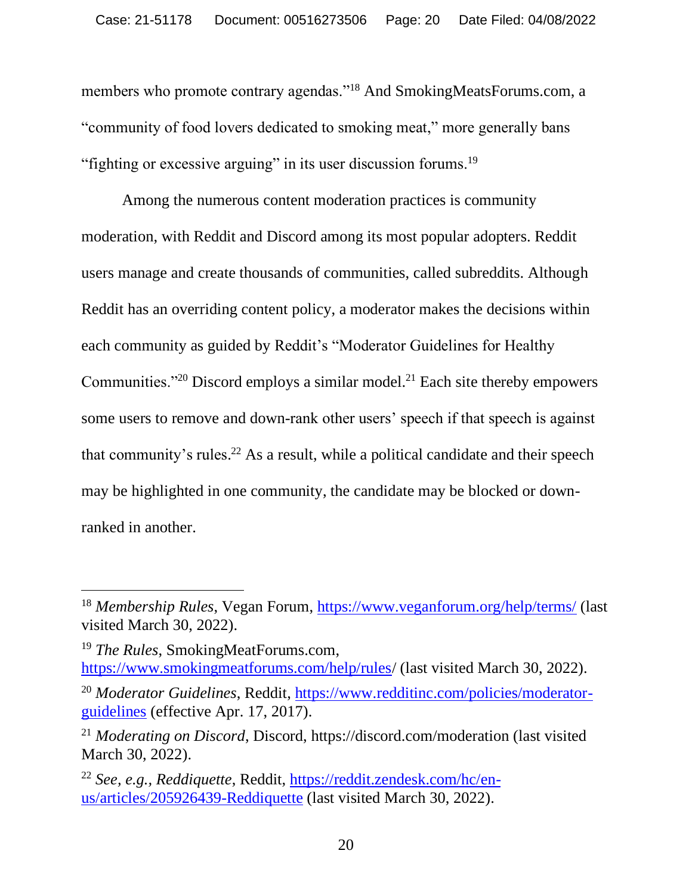members who promote contrary agendas."[18] And SmokingMeatsForums.com, a "community of food lovers dedicated to smoking meat," more generally bans "fighting or excessive arguing" in its user discussion forums.[19]

Among the numerous content moderation practices is community moderation, with Reddit and Discord among its most popular adopters. Reddit users manage and create thousands of communities, called subreddits. Although Reddit has an overriding content policy, a moderator makes the decisions within each community as guided by Reddit's "Moderator Guidelines for Healthy Communities."[20] Discord employs a similar model.[21] Each site thereby empowers some users to remove and down-rank other users' speech if that speech is against that community's rules.[22] As a result, while a political candidate and their speech may be highlighted in one community, the candidate may be blocked or down-ranked in another.

---

[18] *Membership Rules*, Vegan Forum, https://www.veganforum.org/help/terms/ (last visited March 30, 2022).

[19] *The Rules*, SmokingMeatForums.com, https://www.smokingmeatforums.com/help/rules/ (last visited March 30, 2022).

[20] *Moderator Guidelines*, Reddit, https://www.redditinc.com/policies/moderator-guidelines (effective Apr. 17, 2017).

[21] *Moderating on Discord*, Discord, https://discord.com/moderation (last visited March 30, 2022).

[22] *See, e.g.*, *Reddiquette*, Reddit, https://reddit.zendesk.com/hc/en-us/articles/205926439-Reddiquette (last visited March 30, 2022).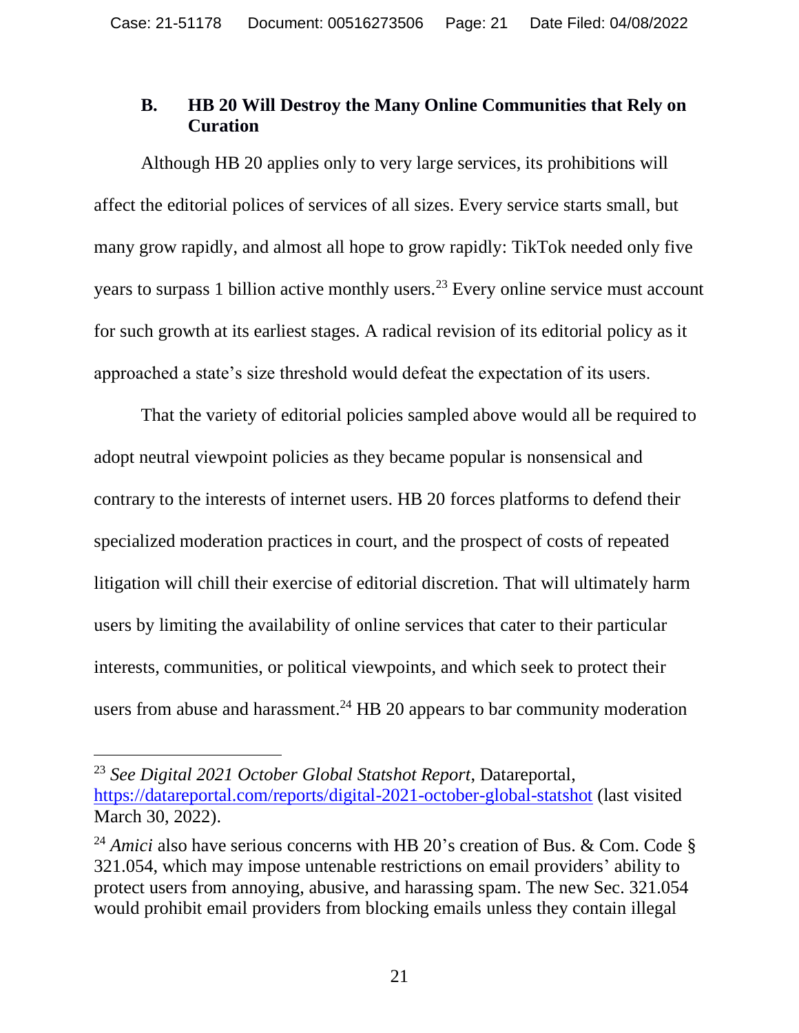### B. HB 20 Will Destroy the Many Online Communities that Rely on Curation

Although HB 20 applies only to very large services, its prohibitions will affect the editorial polices of services of all sizes. Every service starts small, but many grow rapidly, and almost all hope to grow rapidly: TikTok needed only five years to surpass 1 billion active monthly users.[23] Every online service must account for such growth at its earliest stages. A radical revision of its editorial policy as it approached a state's size threshold would defeat the expectation of its users.

That the variety of editorial policies sampled above would all be required to adopt neutral viewpoint policies as they became popular is nonsensical and contrary to the interests of internet users. HB 20 forces platforms to defend their specialized moderation practices in court, and the prospect of costs of repeated litigation will chill their exercise of editorial discretion. That will ultimately harm users by limiting the availability of online services that cater to their particular interests, communities, or political viewpoints, and which seek to protect their users from abuse and harassment.[24] HB 20 appears to bar community moderation

---

[23] *See Digital 2021 October Global Statshot Report*, Datareportal, https://datareportal.com/reports/digital-2021-october-global-statshot (last visited March 30, 2022).

[24] *Amici* also have serious concerns with HB 20's creation of Bus. & Com. Code § 321.054, which may impose untenable restrictions on email providers' ability to protect users from annoying, abusive, and harassing spam. The new Sec. 321.054 would prohibit email providers from blocking emails unless they contain illegal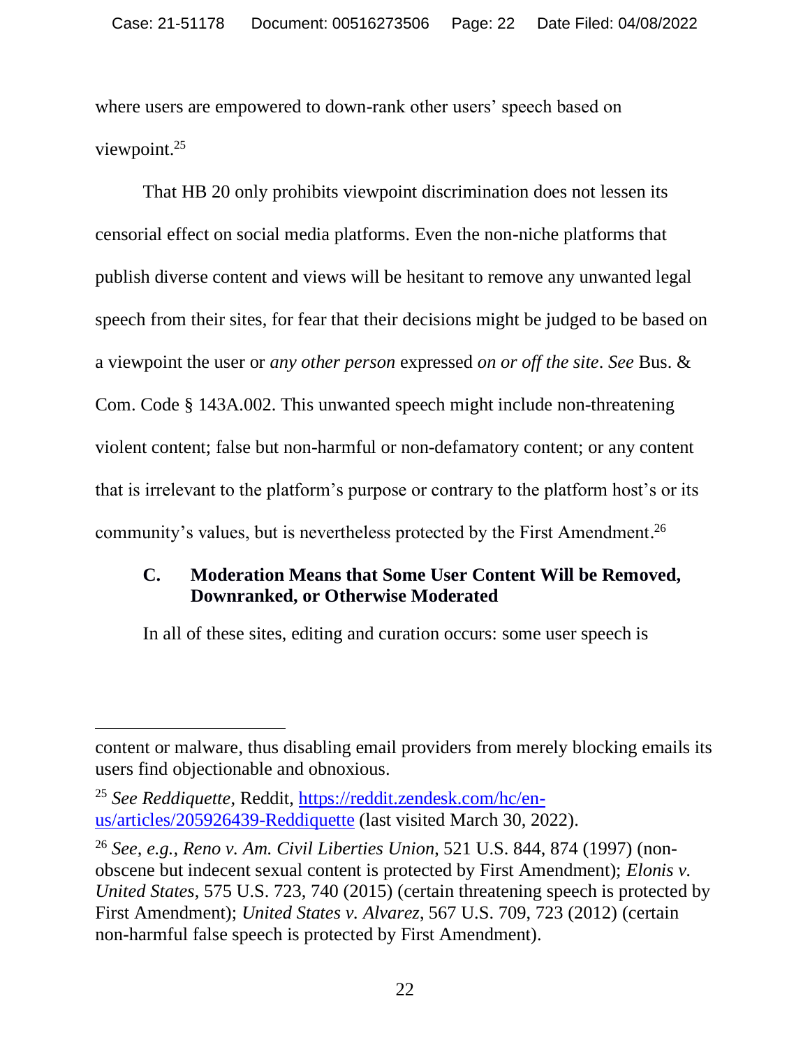where users are empowered to down-rank other users' speech based on viewpoint.[25]

That HB 20 only prohibits viewpoint discrimination does not lessen its censorial effect on social media platforms. Even the non-niche platforms that publish diverse content and views will be hesitant to remove any unwanted legal speech from their sites, for fear that their decisions might be judged to be based on a viewpoint the user or *any other person* expressed *on or off the site*. *See* Bus. & Com. Code § 143A.002. This unwanted speech might include non-threatening violent content; false but non-harmful or non-defamatory content; or any content that is irrelevant to the platform's purpose or contrary to the platform host's or its community's values, but is nevertheless protected by the First Amendment.[26]

### C. Moderation Means that Some User Content Will be Removed, Downranked, or Otherwise Moderated

In all of these sites, editing and curation occurs: some user speech is

---

content or malware, thus disabling email providers from merely blocking emails its users find objectionable and obnoxious.

[25] *See Reddiquette*, Reddit, https://reddit.zendesk.com/hc/en-us/articles/205926439-Reddiquette (last visited March 30, 2022).

[26] *See, e.g.*, *Reno v. Am. Civil Liberties Union*, 521 U.S. 844, 874 (1997) (non-obscene but indecent sexual content is protected by First Amendment); *Elonis v. United States*, 575 U.S. 723, 740 (2015) (certain threatening speech is protected by First Amendment); *United States v. Alvarez*, 567 U.S. 709, 723 (2012) (certain non-harmful false speech is protected by First Amendment).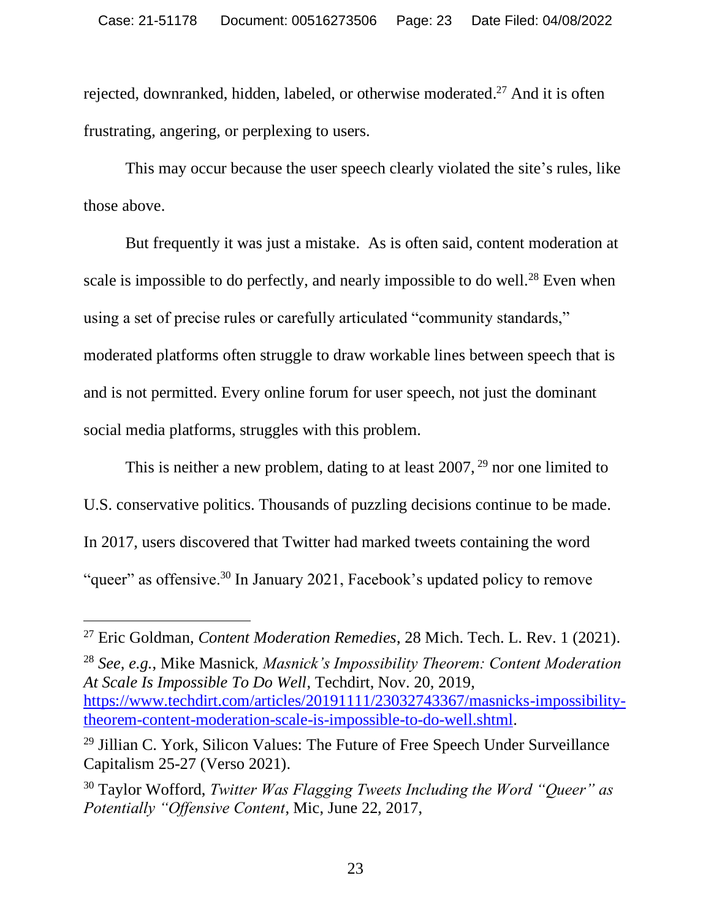rejected, downranked, hidden, labeled, or otherwise moderated.[27] And it is often frustrating, angering, or perplexing to users.

This may occur because the user speech clearly violated the site's rules, like those above.

But frequently it was just a mistake. As is often said, content moderation at scale is impossible to do perfectly, and nearly impossible to do well.[28] Even when using a set of precise rules or carefully articulated "community standards," moderated platforms often struggle to draw workable lines between speech that is and is not permitted. Every online forum for user speech, not just the dominant social media platforms, struggles with this problem.

This is neither a new problem, dating to at least 2007, [29] nor one limited to U.S. conservative politics. Thousands of puzzling decisions continue to be made. In 2017, users discovered that Twitter had marked tweets containing the word "queer" as offensive.[30] In January 2021, Facebook's updated policy to remove

---

[27] Eric Goldman, *Content Moderation Remedies*, 28 Mich. Tech. L. Rev. 1 (2021).

[28] *See*, *e.g.*, Mike Masnick, *Masnick's Impossibility Theorem: Content Moderation At Scale Is Impossible To Do Well*, Techdirt, Nov. 20, 2019, https://www.techdirt.com/articles/20191111/23032743367/masnicks-impossibility-theorem-content-moderation-scale-is-impossible-to-do-well.shtml.

[29] Jillian C. York, Silicon Values: The Future of Free Speech Under Surveillance Capitalism 25-27 (Verso 2021).

[30] Taylor Wofford, *Twitter Was Flagging Tweets Including the Word "Queer" as Potentially "Offensive Content*, Mic, June 22, 2017,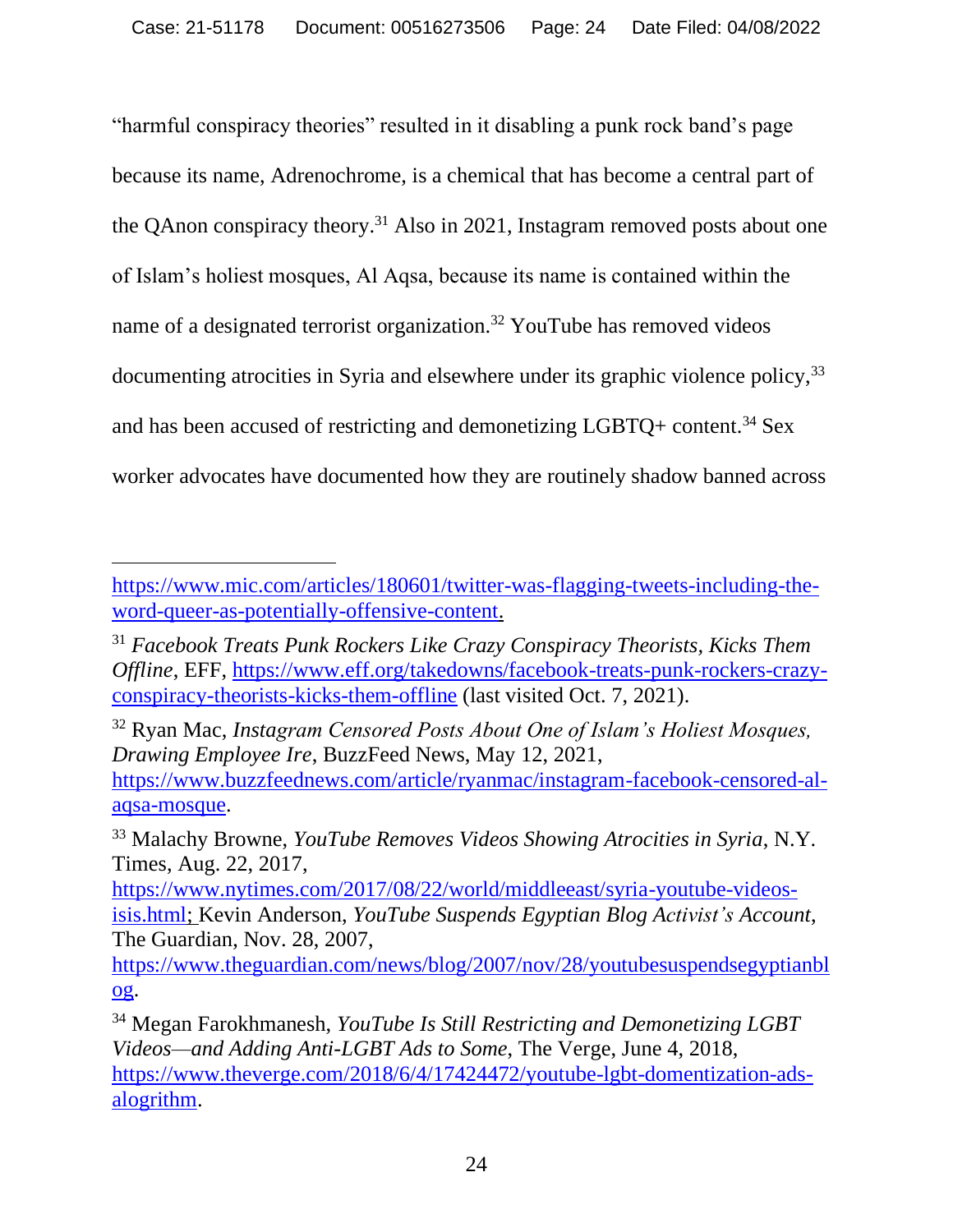"harmful conspiracy theories" resulted in it disabling a punk rock band's page because its name, Adrenochrome, is a chemical that has become a central part of the QAnon conspiracy theory.[31] Also in 2021, Instagram removed posts about one of Islam's holiest mosques, Al Aqsa, because its name is contained within the name of a designated terrorist organization.[32] YouTube has removed videos documenting atrocities in Syria and elsewhere under its graphic violence policy,[33] and has been accused of restricting and demonetizing LGBTQ+ content.[34] Sex worker advocates have documented how they are routinely shadow banned across

---

https://www.mic.com/articles/180601/twitter-was-flagging-tweets-including-the-word-queer-as-potentially-offensive-content.

[31] *Facebook Treats Punk Rockers Like Crazy Conspiracy Theorists, Kicks Them Offline*, EFF, https://www.eff.org/takedowns/facebook-treats-punk-rockers-crazy-conspiracy-theorists-kicks-them-offline (last visited Oct. 7, 2021).

[32] Ryan Mac, *Instagram Censored Posts About One of Islam's Holiest Mosques, Drawing Employee Ire*, BuzzFeed News, May 12, 2021, https://www.buzzfeednews.com/article/ryanmac/instagram-facebook-censored-al-aqsa-mosque.

[33] Malachy Browne, *YouTube Removes Videos Showing Atrocities in Syria*, N.Y. Times, Aug. 22, 2017, https://www.nytimes.com/2017/08/22/world/middleeast/syria-youtube-videos-isis.html; Kevin Anderson, *YouTube Suspends Egyptian Blog Activist's Account*, The Guardian, Nov. 28, 2007, https://www.theguardian.com/news/blog/2007/nov/28/youtubesuspendsegyptianblog.

[34] Megan Farokhmanesh, *YouTube Is Still Restricting and Demonetizing LGBT Videos—and Adding Anti-LGBT Ads to Some*, The Verge, June 4, 2018, https://www.theverge.com/2018/6/4/17424472/youtube-lgbt-domentization-ads-alogrithm.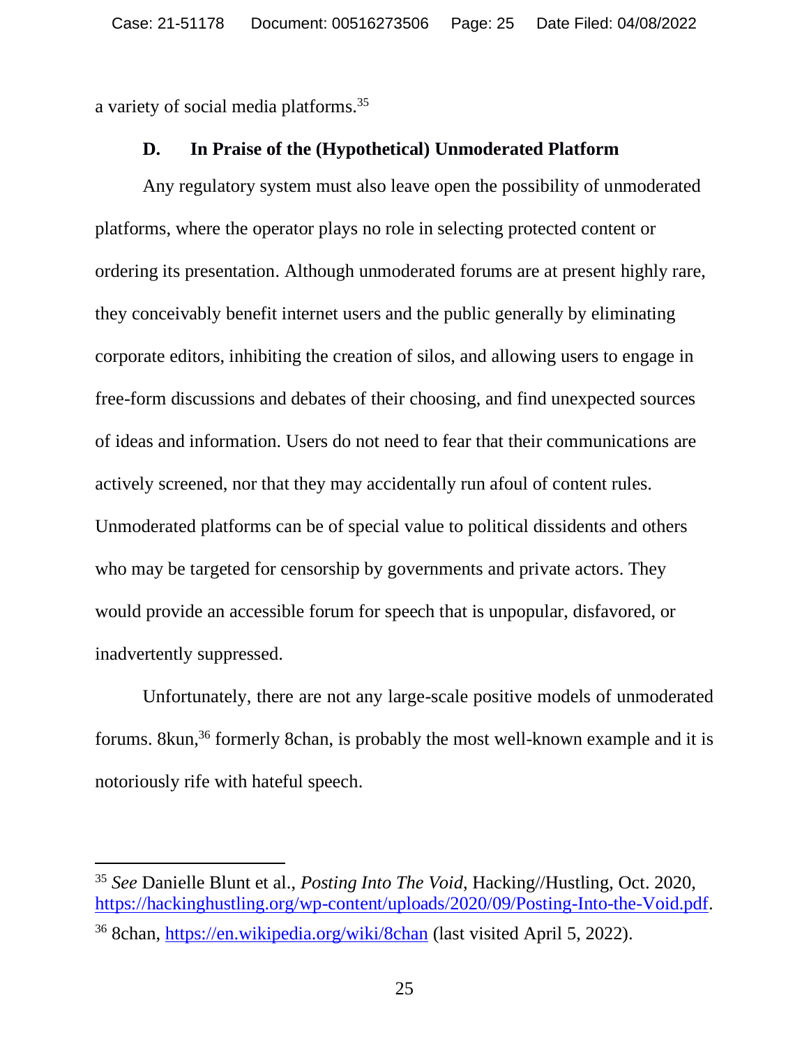a variety of social media platforms.[35]

### D. In Praise of the (Hypothetical) Unmoderated Platform

Any regulatory system must also leave open the possibility of unmoderated platforms, where the operator plays no role in selecting protected content or ordering its presentation. Although unmoderated forums are at present highly rare, they conceivably benefit internet users and the public generally by eliminating corporate editors, inhibiting the creation of silos, and allowing users to engage in free-form discussions and debates of their choosing, and find unexpected sources of ideas and information. Users do not need to fear that their communications are actively screened, nor that they may accidentally run afoul of content rules. Unmoderated platforms can be of special value to political dissidents and others who may be targeted for censorship by governments and private actors. They would provide an accessible forum for speech that is unpopular, disfavored, or inadvertently suppressed.

Unfortunately, there are not any large-scale positive models of unmoderated forums. 8kun,[36] formerly 8chan, is probably the most well-known example and it is notoriously rife with hateful speech.

---

[35] *See* Danielle Blunt et al., *Posting Into The Void*, Hacking//Hustling, Oct. 2020, https://hackinghustling.org/wp-content/uploads/2020/09/Posting-Into-the-Void.pdf.

[36] 8chan, https://en.wikipedia.org/wiki/8chan (last visited April 5, 2022).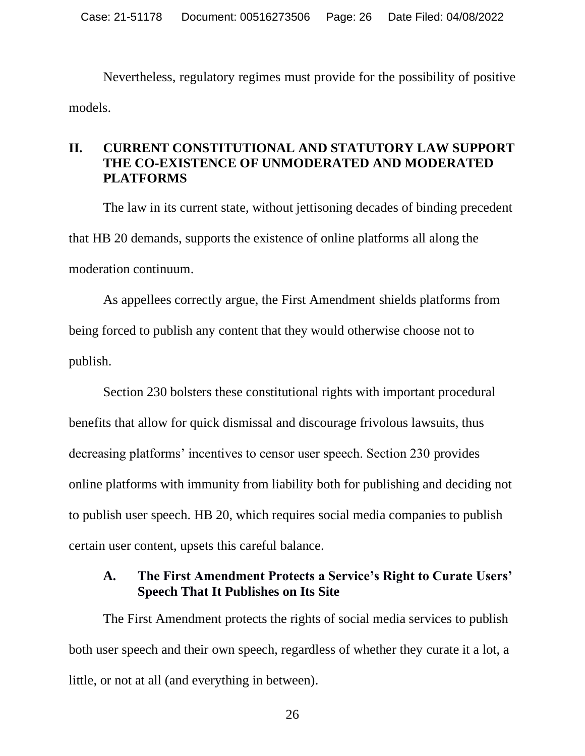Nevertheless, regulatory regimes must provide for the possibility of positive models.

## II. CURRENT CONSTITUTIONAL AND STATUTORY LAW SUPPORT THE CO-EXISTENCE OF UNMODERATED AND MODERATED PLATFORMS

The law in its current state, without jettisoning decades of binding precedent that HB 20 demands, supports the existence of online platforms all along the moderation continuum.

As appellees correctly argue, the First Amendment shields platforms from being forced to publish any content that they would otherwise choose not to publish.

Section 230 bolsters these constitutional rights with important procedural benefits that allow for quick dismissal and discourage frivolous lawsuits, thus decreasing platforms' incentives to censor user speech. Section 230 provides online platforms with immunity from liability both for publishing and deciding not to publish user speech. HB 20, which requires social media companies to publish certain user content, upsets this careful balance.

### A. The First Amendment Protects a Service's Right to Curate Users' Speech That It Publishes on Its Site

The First Amendment protects the rights of social media services to publish both user speech and their own speech, regardless of whether they curate it a lot, a little, or not at all (and everything in between).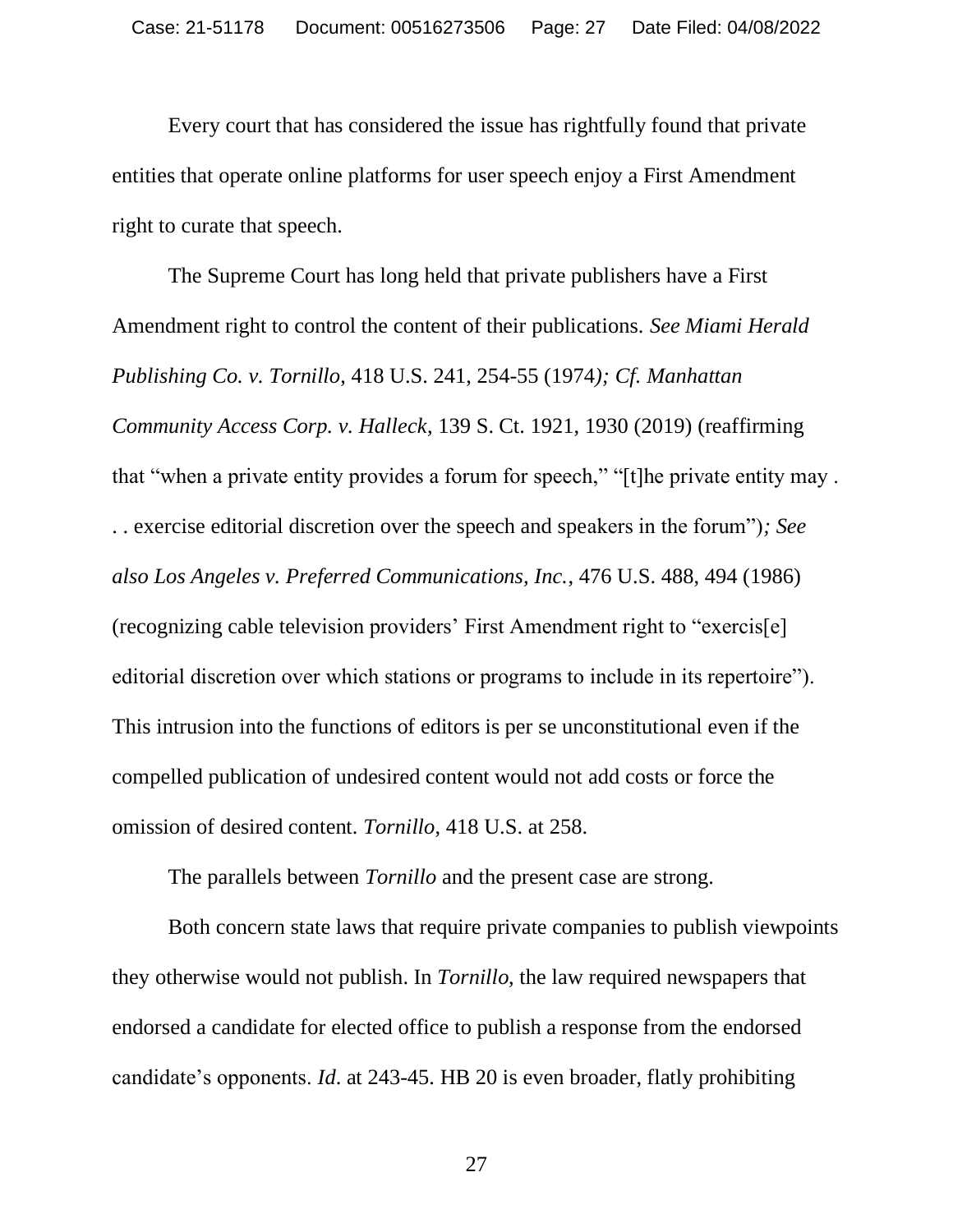Every court that has considered the issue has rightfully found that private entities that operate online platforms for user speech enjoy a First Amendment right to curate that speech.

The Supreme Court has long held that private publishers have a First Amendment right to control the content of their publications. *See Miami Herald Publishing Co. v. Tornillo*, 418 U.S. 241, 254-55 (1974*); Cf. Manhattan Community Access Corp. v. Halleck*, 139 S. Ct. 1921, 1930 (2019) (reaffirming that "when a private entity provides a forum for speech," "[t]he private entity may . . . exercise editorial discretion over the speech and speakers in the forum")*; See also Los Angeles v. Preferred Communications, Inc.*, 476 U.S. 488, 494 (1986) (recognizing cable television providers' First Amendment right to "exercis[e] editorial discretion over which stations or programs to include in its repertoire"). This intrusion into the functions of editors is per se unconstitutional even if the compelled publication of undesired content would not add costs or force the omission of desired content. *Tornillo*, 418 U.S. at 258.

The parallels between *Tornillo* and the present case are strong.

Both concern state laws that require private companies to publish viewpoints they otherwise would not publish. In *Tornillo*, the law required newspapers that endorsed a candidate for elected office to publish a response from the endorsed candidate's opponents. *Id*. at 243-45. HB 20 is even broader, flatly prohibiting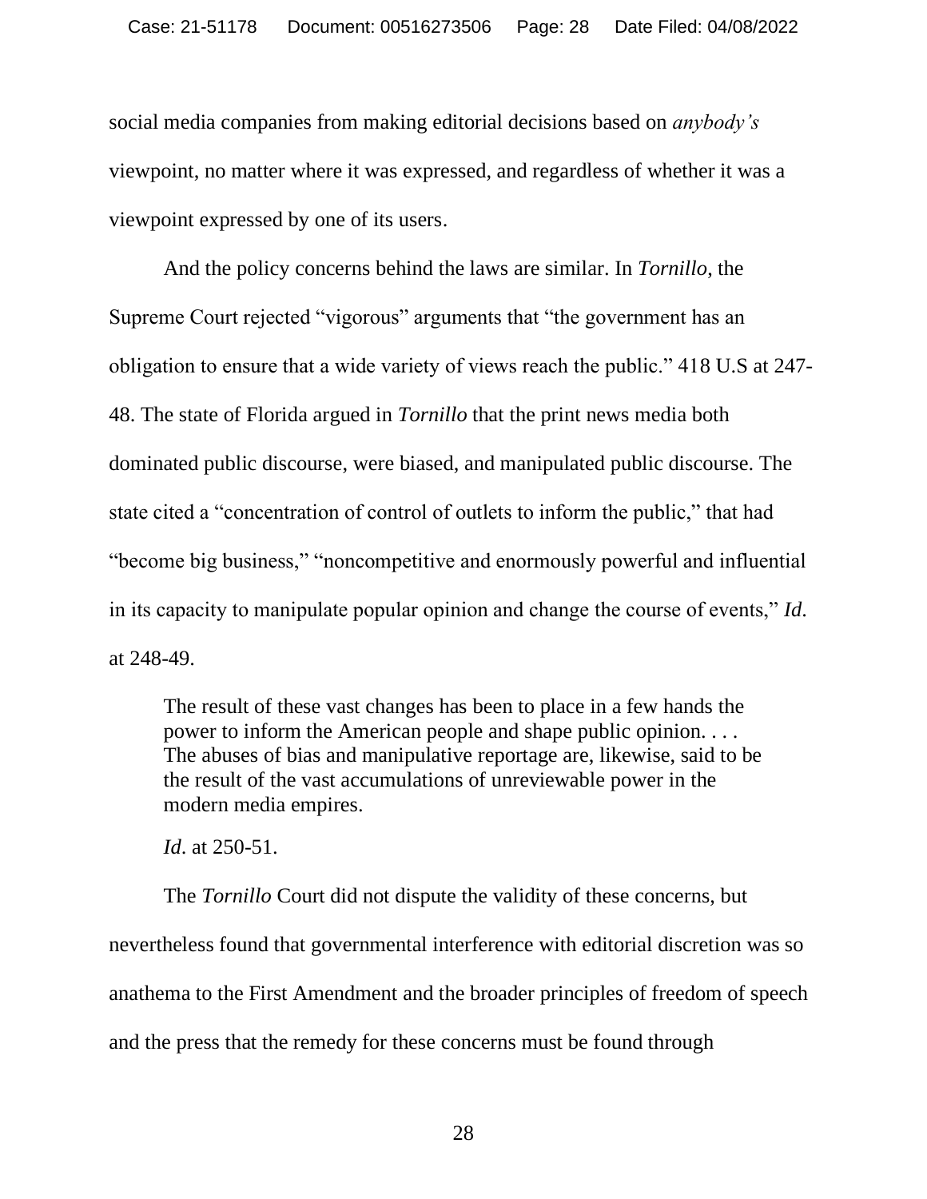social media companies from making editorial decisions based on *anybody's* viewpoint, no matter where it was expressed, and regardless of whether it was a viewpoint expressed by one of its users.

And the policy concerns behind the laws are similar. In *Tornillo*, the Supreme Court rejected "vigorous" arguments that "the government has an obligation to ensure that a wide variety of views reach the public." 418 U.S at 247-48. The state of Florida argued in *Tornillo* that the print news media both dominated public discourse, were biased, and manipulated public discourse. The state cited a "concentration of control of outlets to inform the public," that had "become big business," "noncompetitive and enormously powerful and influential in its capacity to manipulate popular opinion and change the course of events," *Id*. at 248-49.

> The result of these vast changes has been to place in a few hands the power to inform the American people and shape public opinion. . . . The abuses of bias and manipulative reportage are, likewise, said to be the result of the vast accumulations of unreviewable power in the modern media empires.
>
> *Id*. at 250-51.

The *Tornillo* Court did not dispute the validity of these concerns, but nevertheless found that governmental interference with editorial discretion was so anathema to the First Amendment and the broader principles of freedom of speech and the press that the remedy for these concerns must be found through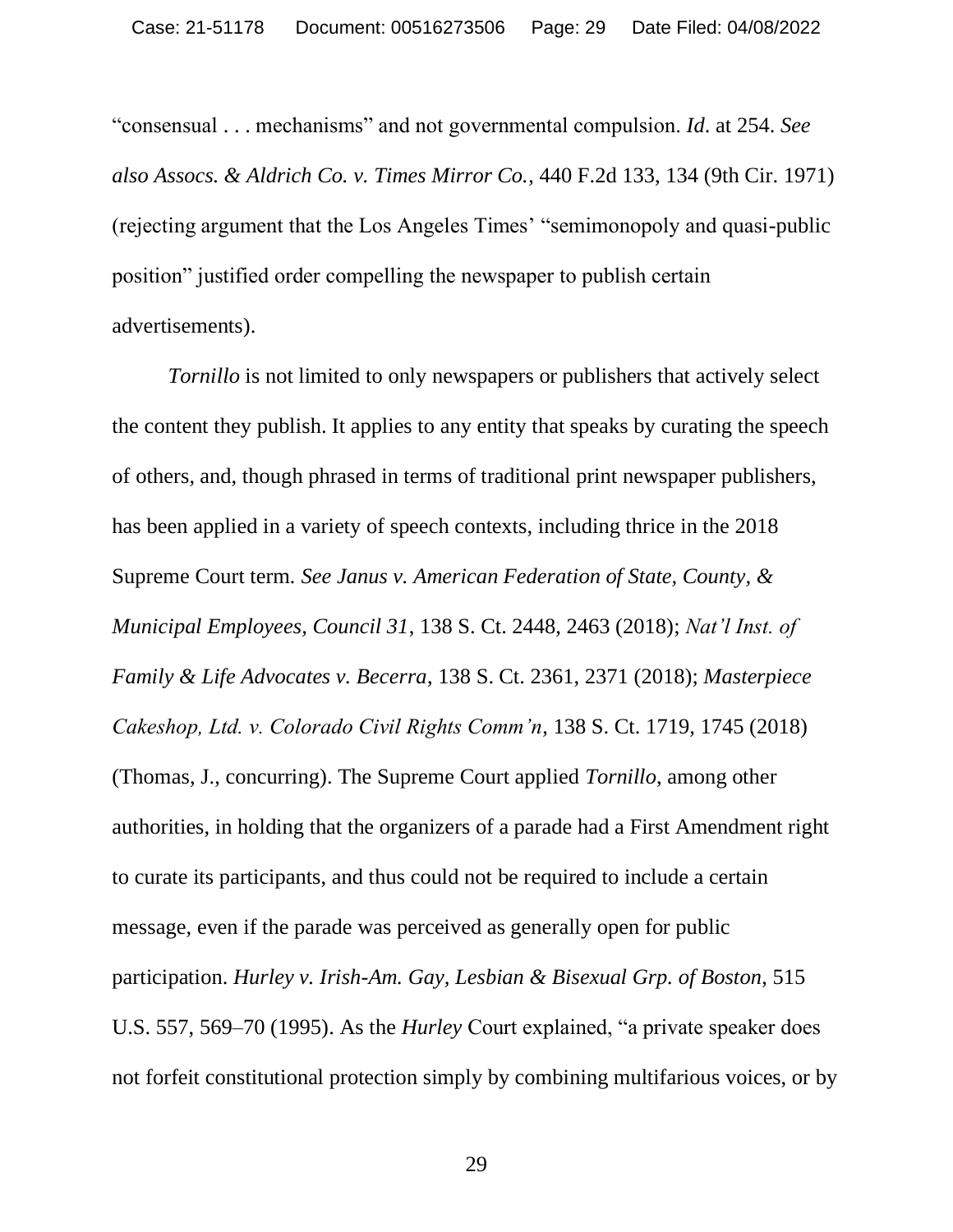"consensual . . . mechanisms" and not governmental compulsion. *Id*. at 254. *See also Assocs. & Aldrich Co. v. Times Mirror Co.*, 440 F.2d 133, 134 (9th Cir. 1971) (rejecting argument that the Los Angeles Times' "semimonopoly and quasi-public position" justified order compelling the newspaper to publish certain advertisements).

*Tornillo* is not limited to only newspapers or publishers that actively select the content they publish. It applies to any entity that speaks by curating the speech of others, and, though phrased in terms of traditional print newspaper publishers, has been applied in a variety of speech contexts, including thrice in the 2018 Supreme Court term. *See Janus v. American Federation of State, County, & Municipal Employees, Council 31*, 138 S. Ct. 2448, 2463 (2018); *Nat'l Inst. of Family & Life Advocates v. Becerra*, 138 S. Ct. 2361, 2371 (2018); *Masterpiece Cakeshop, Ltd. v. Colorado Civil Rights Comm'n*, 138 S. Ct. 1719, 1745 (2018) (Thomas, J., concurring). The Supreme Court applied *Tornillo*, among other authorities, in holding that the organizers of a parade had a First Amendment right to curate its participants, and thus could not be required to include a certain message, even if the parade was perceived as generally open for public participation. *Hurley v. Irish-Am. Gay, Lesbian & Bisexual Grp. of Boston*, 515 U.S. 557, 569–70 (1995). As the *Hurley* Court explained, "a private speaker does not forfeit constitutional protection simply by combining multifarious voices, or by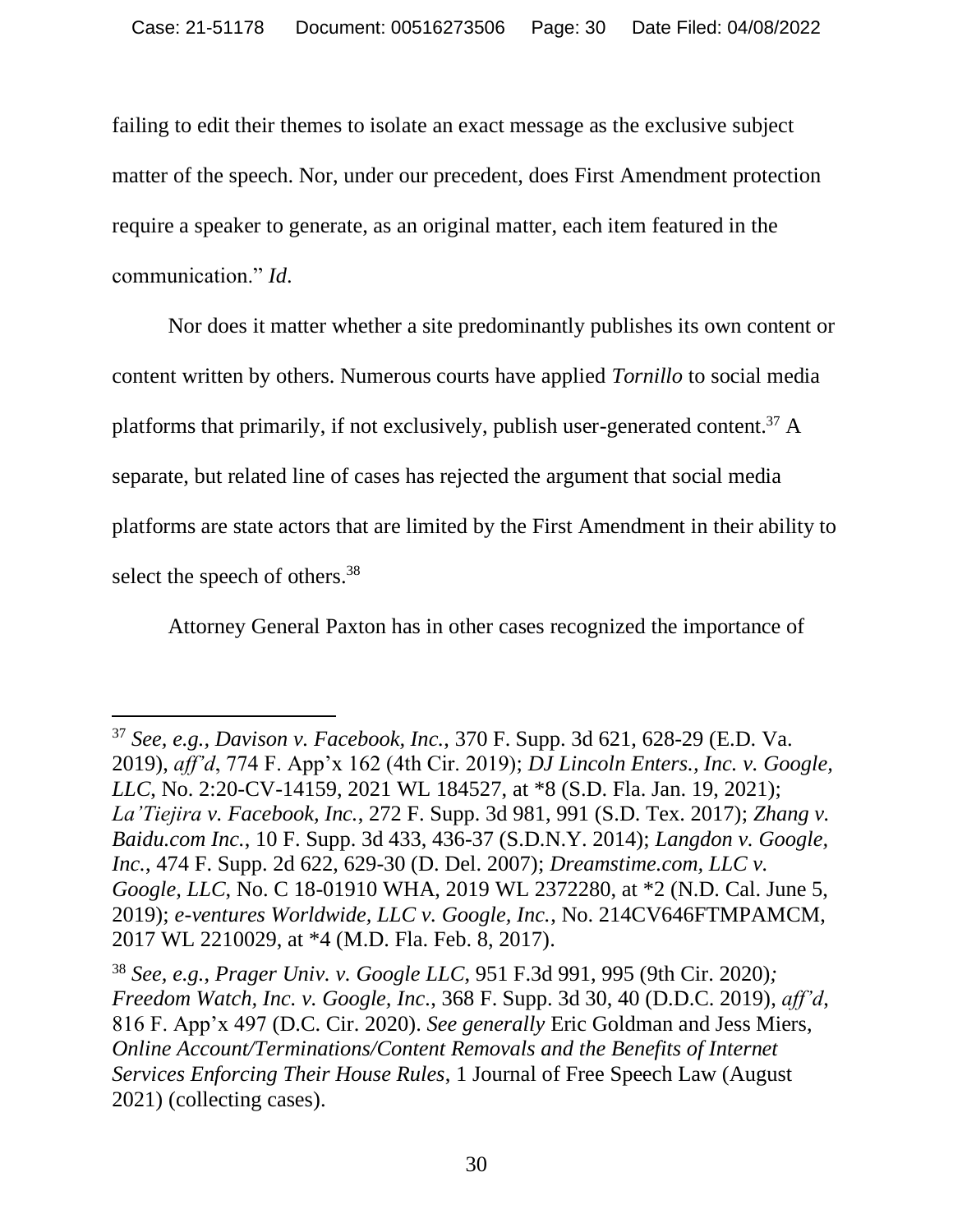failing to edit their themes to isolate an exact message as the exclusive subject matter of the speech. Nor, under our precedent, does First Amendment protection require a speaker to generate, as an original matter, each item featured in the communication." *Id*.

Nor does it matter whether a site predominantly publishes its own content or content written by others. Numerous courts have applied *Tornillo* to social media platforms that primarily, if not exclusively, publish user-generated content.[37] A separate, but related line of cases has rejected the argument that social media platforms are state actors that are limited by the First Amendment in their ability to select the speech of others.[38]

Attorney General Paxton has in other cases recognized the importance of

---

[37] *See, e.g.*, *Davison v. Facebook, Inc.*, 370 F. Supp. 3d 621, 628-29 (E.D. Va. 2019), *aff'd*, 774 F. App'x 162 (4th Cir. 2019); *DJ Lincoln Enters., Inc. v. Google, LLC*, No. 2:20-CV-14159, 2021 WL 184527, at *8 (S.D. Fla. Jan. 19, 2021); *La'Tiejira v. Facebook, Inc.*, 272 F. Supp. 3d 981, 991 (S.D. Tex. 2017); *Zhang v. Baidu.com Inc.*, 10 F. Supp. 3d 433, 436-37 (S.D.N.Y. 2014); *Langdon v. Google, Inc.*, 474 F. Supp. 2d 622, 629-30 (D. Del. 2007); *Dreamstime.com, LLC v. Google, LLC*, No. C 18-01910 WHA, 2019 WL 2372280, at *2 (N.D. Cal. June 5, 2019); *e-ventures Worldwide, LLC v. Google, Inc.*, No. 214CV646FTMPAMCM, 2017 WL 2210029, at *4 (M.D. Fla. Feb. 8, 2017).

[38] *See, e.g.*, *Prager Univ. v. Google LLC*, 951 F.3d 991, 995 (9th Cir. 2020); *Freedom Watch, Inc. v. Google, Inc.*, 368 F. Supp. 3d 30, 40 (D.D.C. 2019), *aff'd*, 816 F. App'x 497 (D.C. Cir. 2020). *See generally* Eric Goldman and Jess Miers, *Online Account/Terminations/Content Removals and the Benefits of Internet Services Enforcing Their House Rules*, 1 Journal of Free Speech Law (August 2021) (collecting cases).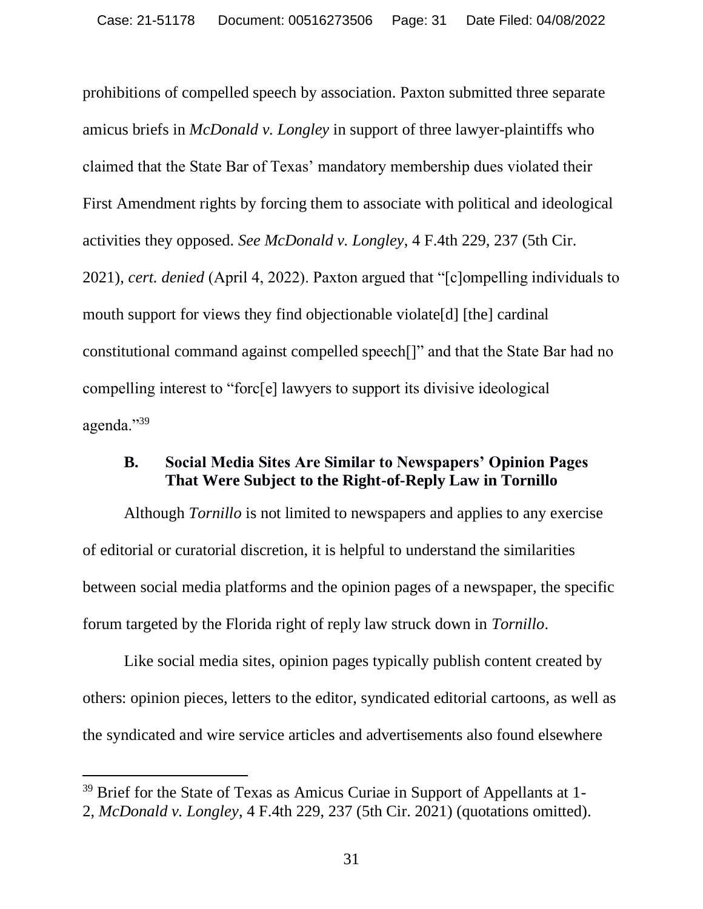prohibitions of compelled speech by association. Paxton submitted three separate amicus briefs in *McDonald v. Longley* in support of three lawyer-plaintiffs who claimed that the State Bar of Texas' mandatory membership dues violated their First Amendment rights by forcing them to associate with political and ideological activities they opposed. *See McDonald v. Longley*, 4 F.4th 229, 237 (5th Cir. 2021), *cert. denied* (April 4, 2022). Paxton argued that "[c]ompelling individuals to mouth support for views they find objectionable violate[d] [the] cardinal constitutional command against compelled speech[]" and that the State Bar had no compelling interest to "forc[e] lawyers to support its divisive ideological agenda."[39]

### B. Social Media Sites Are Similar to Newspapers' Opinion Pages That Were Subject to the Right-of-Reply Law in Tornillo

Although *Tornillo* is not limited to newspapers and applies to any exercise of editorial or curatorial discretion, it is helpful to understand the similarities between social media platforms and the opinion pages of a newspaper, the specific forum targeted by the Florida right of reply law struck down in *Tornillo*.

Like social media sites, opinion pages typically publish content created by others: opinion pieces, letters to the editor, syndicated editorial cartoons, as well as the syndicated and wire service articles and advertisements also found elsewhere

---

[39] Brief for the State of Texas as Amicus Curiae in Support of Appellants at 1-2, *McDonald v. Longley*, 4 F.4th 229, 237 (5th Cir. 2021) (quotations omitted).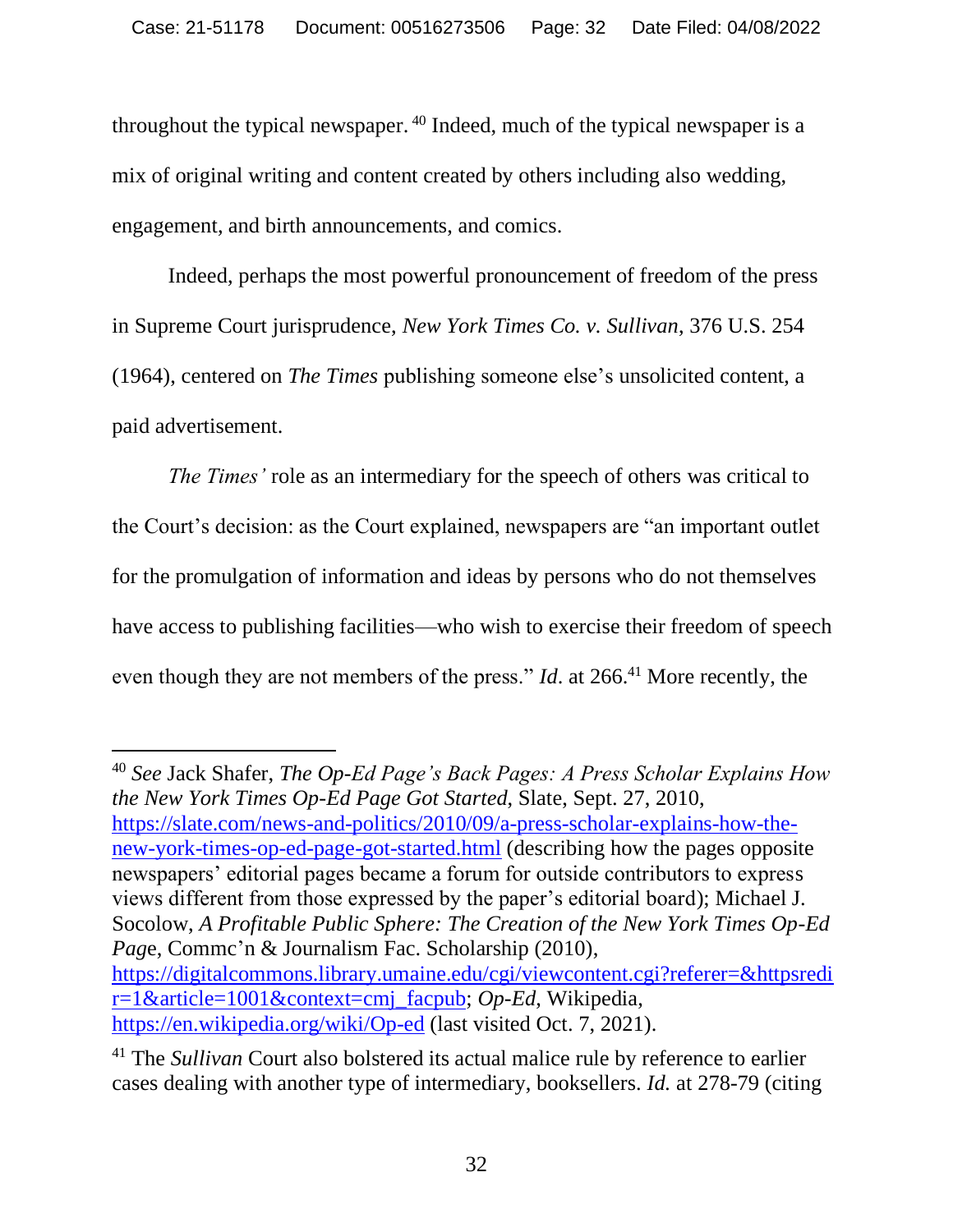throughout the typical newspaper.[40] Indeed, much of the typical newspaper is a mix of original writing and content created by others including also wedding, engagement, and birth announcements, and comics.

Indeed, perhaps the most powerful pronouncement of freedom of the press in Supreme Court jurisprudence, *New York Times Co. v. Sullivan*, 376 U.S. 254 (1964), centered on *The Times* publishing someone else's unsolicited content, a paid advertisement.

*The Times'* role as an intermediary for the speech of others was critical to the Court's decision: as the Court explained, newspapers are "an important outlet for the promulgation of information and ideas by persons who do not themselves have access to publishing facilities—who wish to exercise their freedom of speech even though they are not members of the press." *Id*. at 266.[41] More recently, the

---

[40] *See* Jack Shafer, *The Op-Ed Page's Back Pages: A Press Scholar Explains How the New York Times Op-Ed Page Got Started*, Slate, Sept. 27, 2010, https://slate.com/news-and-politics/2010/09/a-press-scholar-explains-how-the-new-york-times-op-ed-page-got-started.html (describing how the pages opposite newspapers' editorial pages became a forum for outside contributors to express views different from those expressed by the paper's editorial board); Michael J. Socolow, *A Profitable Public Sphere: The Creation of the New York Times Op-Ed Page*, Commc'n & Journalism Fac. Scholarship (2010), https://digitalcommons.library.umaine.edu/cgi/viewcontent.cgi?referer=&httpsredir=1&article=1001&context=cmj_facpub; *Op-Ed*, Wikipedia, https://en.wikipedia.org/wiki/Op-ed (last visited Oct. 7, 2021).

[41] The *Sullivan* Court also bolstered its actual malice rule by reference to earlier cases dealing with another type of intermediary, booksellers. *Id.* at 278-79 (citing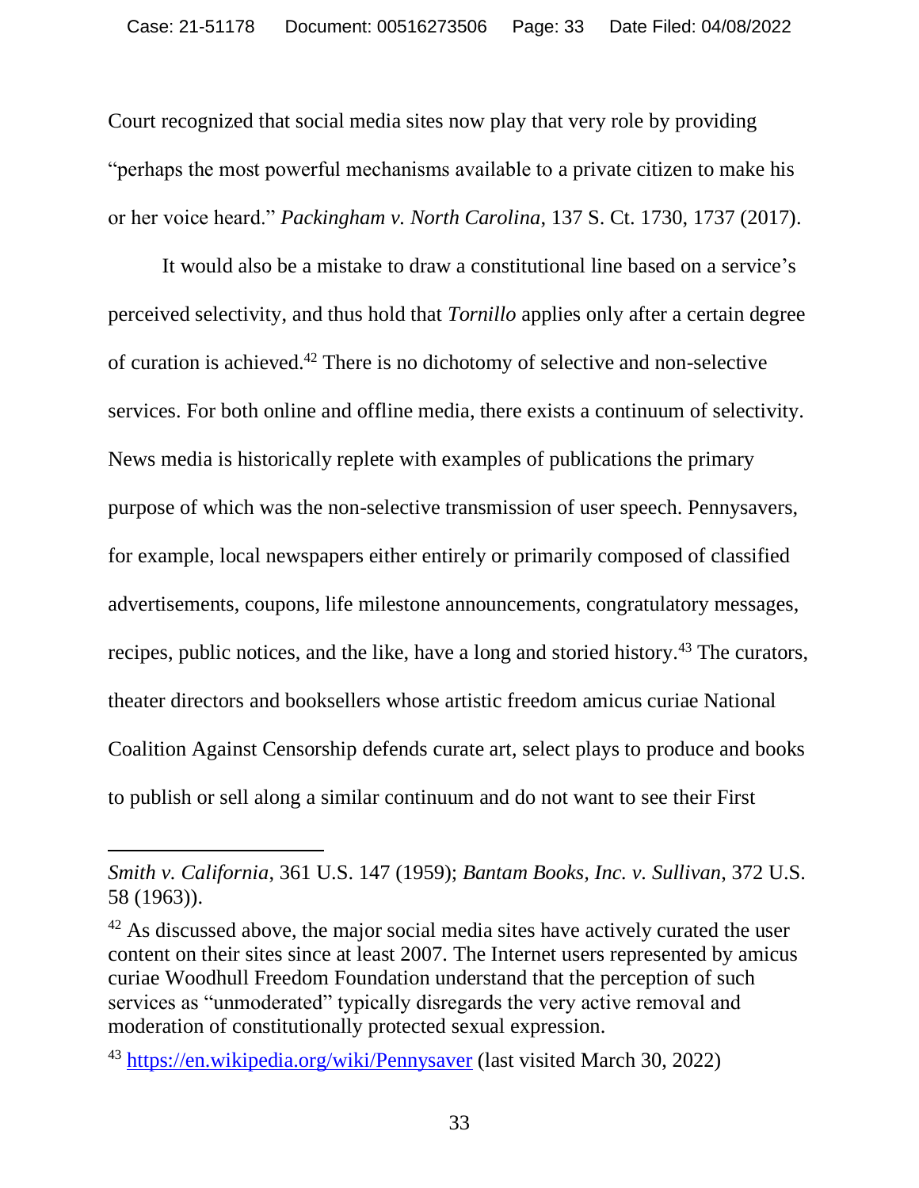Court recognized that social media sites now play that very role by providing "perhaps the most powerful mechanisms available to a private citizen to make his or her voice heard." *Packingham v. North Carolina*, 137 S. Ct. 1730, 1737 (2017).

It would also be a mistake to draw a constitutional line based on a service's perceived selectivity, and thus hold that *Tornillo* applies only after a certain degree of curation is achieved.[42] There is no dichotomy of selective and non-selective services. For both online and offline media, there exists a continuum of selectivity. News media is historically replete with examples of publications the primary purpose of which was the non-selective transmission of user speech. Pennysavers, for example, local newspapers either entirely or primarily composed of classified advertisements, coupons, life milestone announcements, congratulatory messages, recipes, public notices, and the like, have a long and storied history.[43] The curators, theater directors and booksellers whose artistic freedom amicus curiae National Coalition Against Censorship defends curate art, select plays to produce and books to publish or sell along a similar continuum and do not want to see their First

---

*Smith v. California*, 361 U.S. 147 (1959); *Bantam Books, Inc. v. Sullivan*, 372 U.S. 58 (1963)).

[42] As discussed above, the major social media sites have actively curated the user content on their sites since at least 2007. The Internet users represented by amicus curiae Woodhull Freedom Foundation understand that the perception of such services as "unmoderated" typically disregards the very active removal and moderation of constitutionally protected sexual expression.

[43] https://en.wikipedia.org/wiki/Pennysaver (last visited March 30, 2022)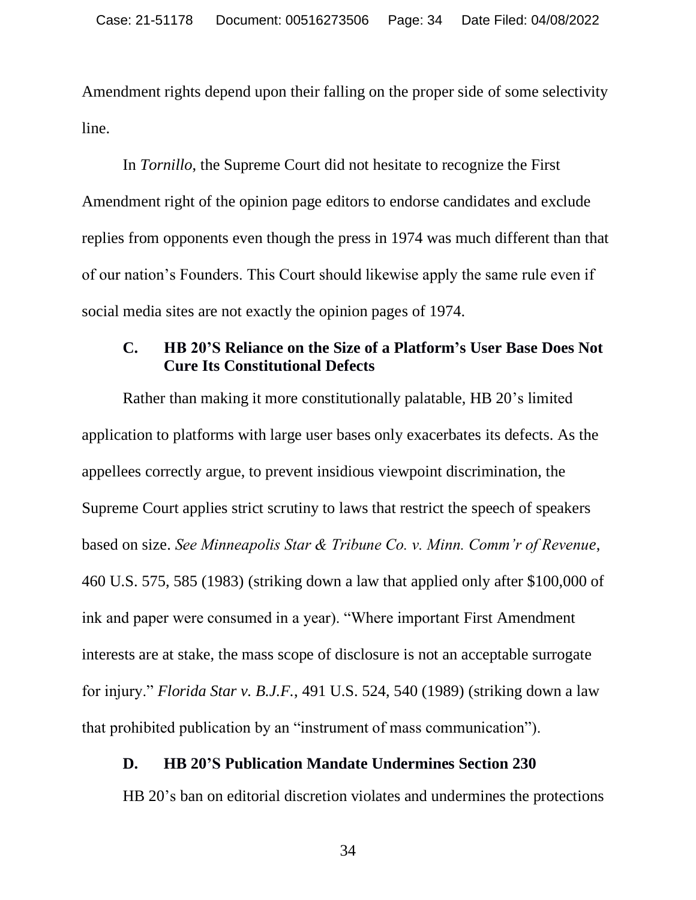Amendment rights depend upon their falling on the proper side of some selectivity line.

In *Tornillo*, the Supreme Court did not hesitate to recognize the First Amendment right of the opinion page editors to endorse candidates and exclude replies from opponents even though the press in 1974 was much different than that of our nation's Founders. This Court should likewise apply the same rule even if social media sites are not exactly the opinion pages of 1974.

### C. HB 20'S Reliance on the Size of a Platform's User Base Does Not Cure Its Constitutional Defects

Rather than making it more constitutionally palatable, HB 20's limited application to platforms with large user bases only exacerbates its defects. As the appellees correctly argue, to prevent insidious viewpoint discrimination, the Supreme Court applies strict scrutiny to laws that restrict the speech of speakers based on size. *See Minneapolis Star & Tribune Co. v. Minn. Comm'r of Revenue*, 460 U.S. 575, 585 (1983) (striking down a law that applied only after $100,000 of ink and paper were consumed in a year). "Where important First Amendment interests are at stake, the mass scope of disclosure is not an acceptable surrogate for injury." *Florida Star v. B.J.F.*, 491 U.S. 524, 540 (1989) (striking down a law that prohibited publication by an "instrument of mass communication").

### D. HB 20'S Publication Mandate Undermines Section 230

HB 20's ban on editorial discretion violates and undermines the protections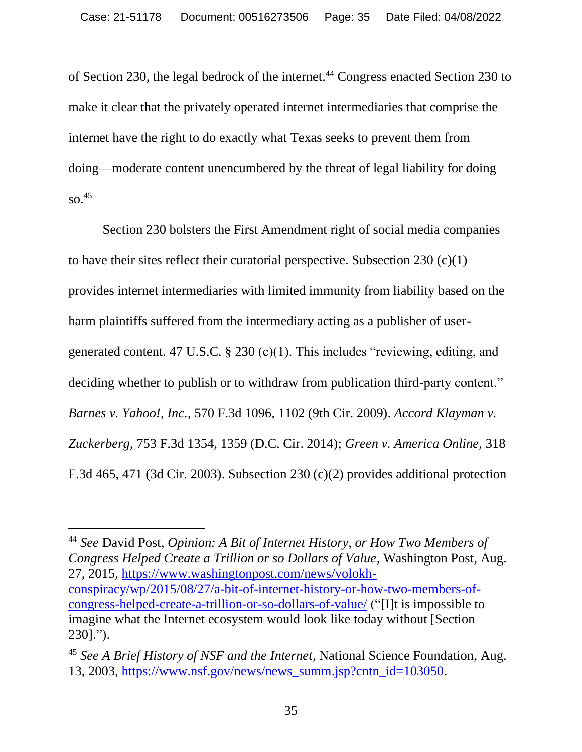of Section 230, the legal bedrock of the internet.[44] Congress enacted Section 230 to make it clear that the privately operated internet intermediaries that comprise the internet have the right to do exactly what Texas seeks to prevent them from doing—moderate content unencumbered by the threat of legal liability for doing so.[45]

Section 230 bolsters the First Amendment right of social media companies to have their sites reflect their curatorial perspective. Subsection 230 (c)(1) provides internet intermediaries with limited immunity from liability based on the harm plaintiffs suffered from the intermediary acting as a publisher of user-generated content. 47 U.S.C. § 230 (c)(1). This includes "reviewing, editing, and deciding whether to publish or to withdraw from publication third-party content." *Barnes v. Yahoo!, Inc.*, 570 F.3d 1096, 1102 (9th Cir. 2009). *Accord Klayman v. Zuckerberg*, 753 F.3d 1354, 1359 (D.C. Cir. 2014); *Green v. America Online*, 318 F.3d 465, 471 (3d Cir. 2003). Subsection 230 (c)(2) provides additional protection

---

[44] *See* David Post, *Opinion: A Bit of Internet History, or How Two Members of Congress Helped Create a Trillion or so Dollars of Value*, Washington Post, Aug. 27, 2015, https://www.washingtonpost.com/news/volokh-conspiracy/wp/2015/08/27/a-bit-of-internet-history-or-how-two-members-of-congress-helped-create-a-trillion-or-so-dollars-of-value/ ("[I]t is impossible to imagine what the Internet ecosystem would look like today without [Section 230].").

[45] *See A Brief History of NSF and the Internet*, National Science Foundation, Aug. 13, 2003, https://www.nsf.gov/news/news_summ.jsp?cntn_id=103050.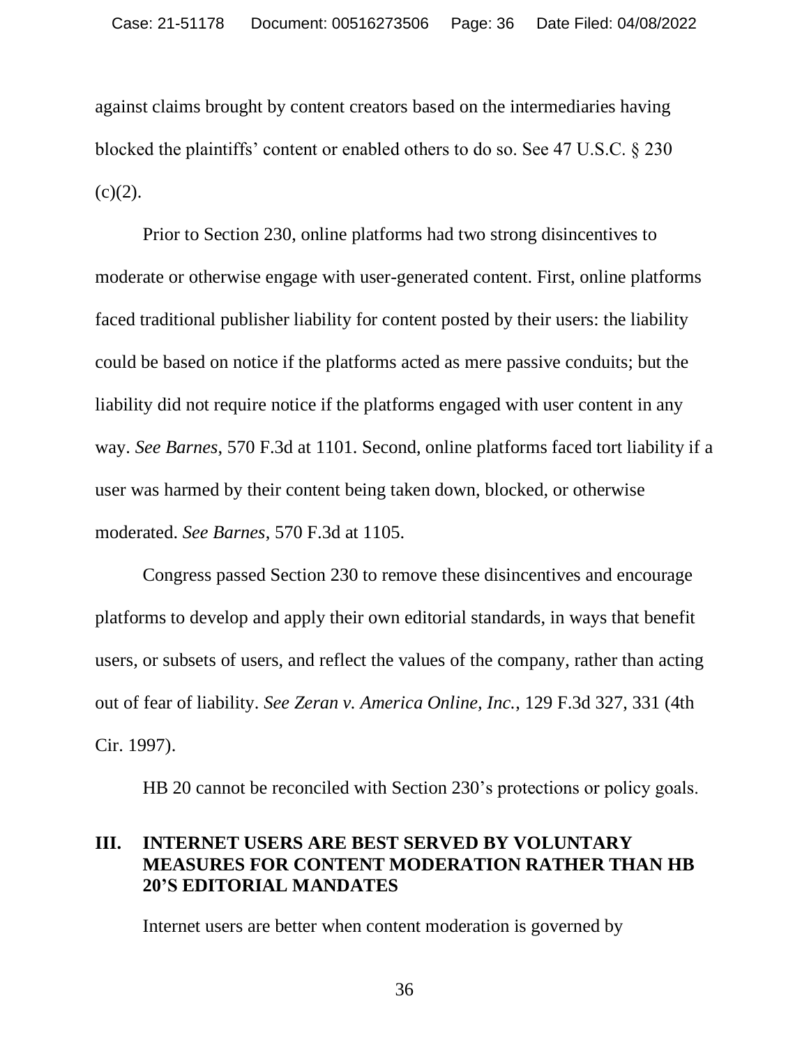against claims brought by content creators based on the intermediaries having blocked the plaintiffs' content or enabled others to do so. See 47 U.S.C. § 230 (c)(2).

Prior to Section 230, online platforms had two strong disincentives to moderate or otherwise engage with user-generated content. First, online platforms faced traditional publisher liability for content posted by their users: the liability could be based on notice if the platforms acted as mere passive conduits; but the liability did not require notice if the platforms engaged with user content in any way. *See Barnes*, 570 F.3d at 1101. Second, online platforms faced tort liability if a user was harmed by their content being taken down, blocked, or otherwise moderated. *See Barnes*, 570 F.3d at 1105.

Congress passed Section 230 to remove these disincentives and encourage platforms to develop and apply their own editorial standards, in ways that benefit users, or subsets of users, and reflect the values of the company, rather than acting out of fear of liability. *See Zeran v. America Online, Inc.*, 129 F.3d 327, 331 (4th Cir. 1997).

HB 20 cannot be reconciled with Section 230's protections or policy goals.

## III. INTERNET USERS ARE BEST SERVED BY VOLUNTARY MEASURES FOR CONTENT MODERATION RATHER THAN HB 20'S EDITORIAL MANDATES

Internet users are better when content moderation is governed by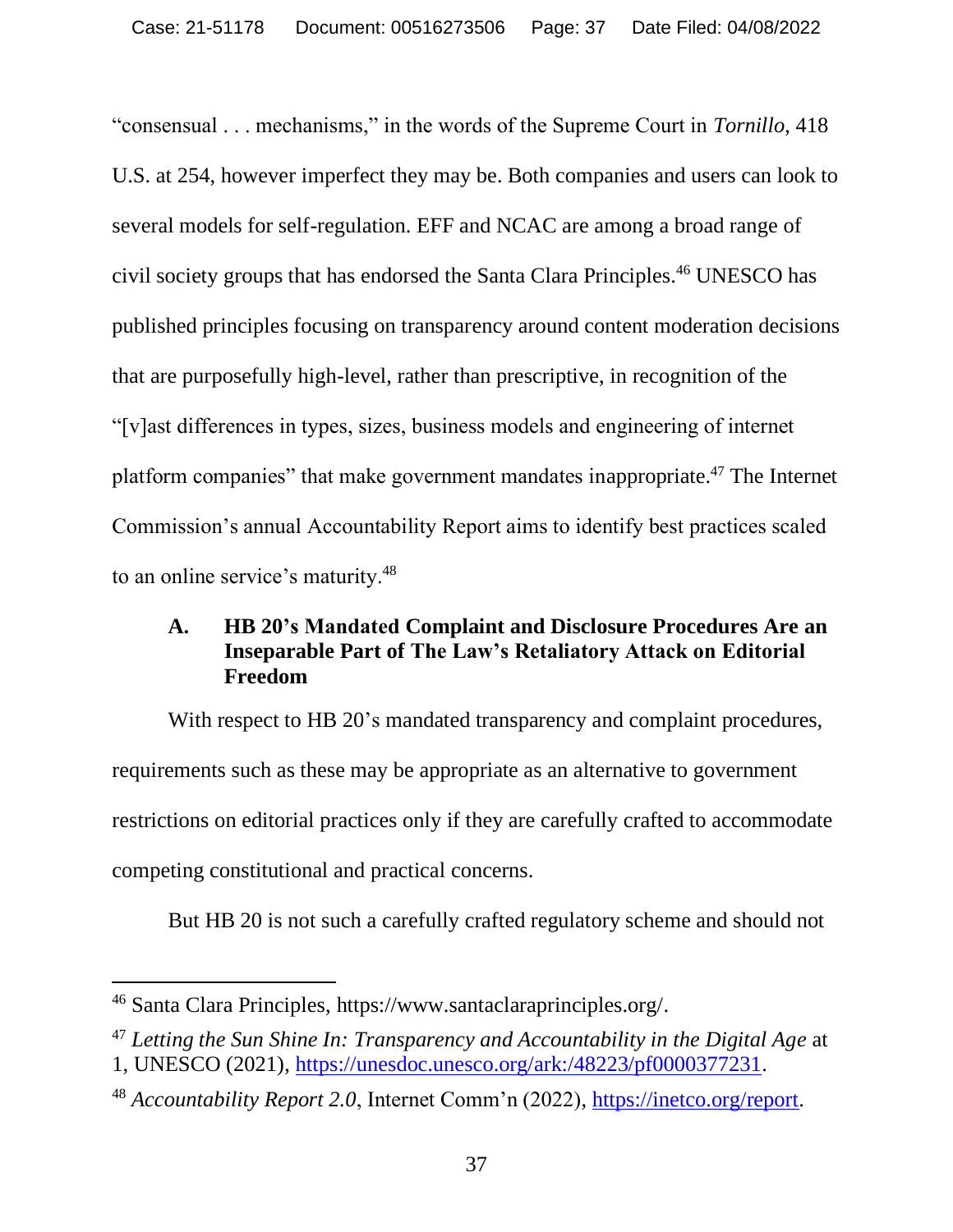"consensual . . . mechanisms," in the words of the Supreme Court in *Tornillo*, 418 U.S. at 254, however imperfect they may be. Both companies and users can look to several models for self-regulation. EFF and NCAC are among a broad range of civil society groups that has endorsed the Santa Clara Principles.[46] UNESCO has published principles focusing on transparency around content moderation decisions that are purposefully high-level, rather than prescriptive, in recognition of the "[v]ast differences in types, sizes, business models and engineering of internet platform companies" that make government mandates inappropriate.[47] The Internet Commission's annual Accountability Report aims to identify best practices scaled to an online service's maturity.[48]

### A. HB 20's Mandated Complaint and Disclosure Procedures Are an Inseparable Part of The Law's Retaliatory Attack on Editorial Freedom

With respect to HB 20's mandated transparency and complaint procedures, requirements such as these may be appropriate as an alternative to government restrictions on editorial practices only if they are carefully crafted to accommodate competing constitutional and practical concerns.

But HB 20 is not such a carefully crafted regulatory scheme and should not

---

[46] Santa Clara Principles, https://www.santaclaraprinciples.org/.

[47] *Letting the Sun Shine In: Transparency and Accountability in the Digital Age* at 1, UNESCO (2021), https://unesdoc.unesco.org/ark:/48223/pf0000377231.

[48] *Accountability Report 2.0*, Internet Comm'n (2022), https://inetco.org/report.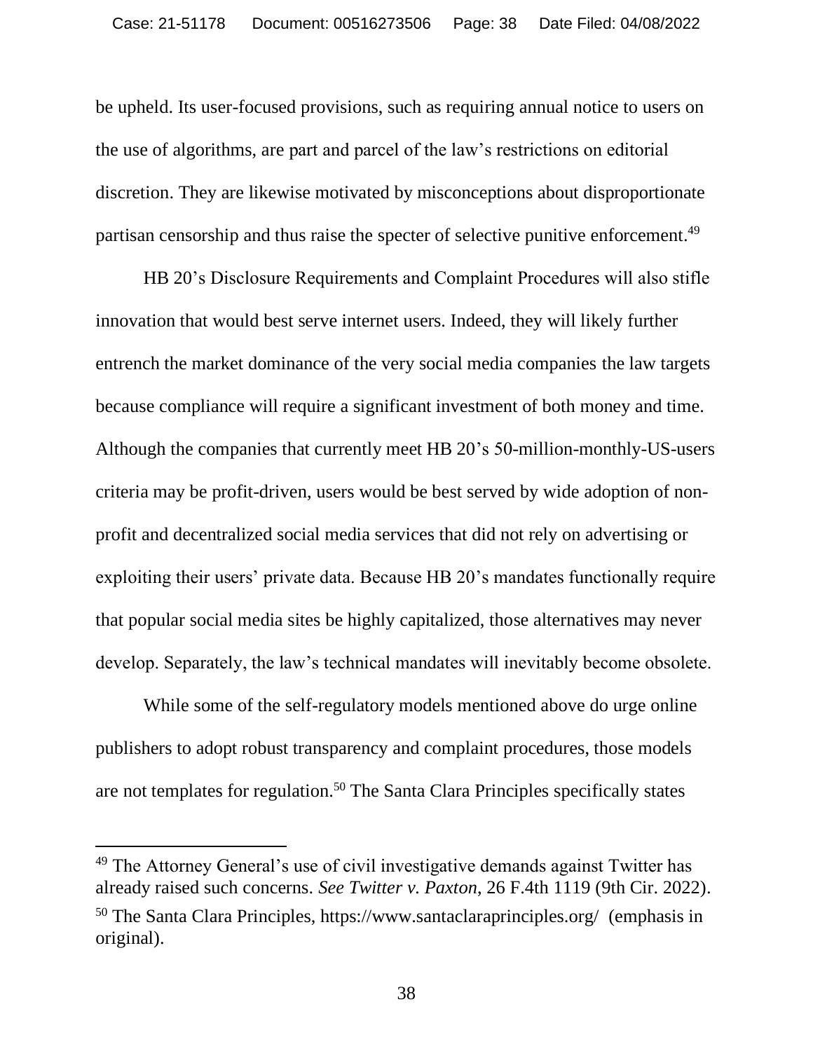be upheld. Its user-focused provisions, such as requiring annual notice to users on the use of algorithms, are part and parcel of the law's restrictions on editorial discretion. They are likewise motivated by misconceptions about disproportionate partisan censorship and thus raise the specter of selective punitive enforcement.[49]

HB 20's Disclosure Requirements and Complaint Procedures will also stifle innovation that would best serve internet users. Indeed, they will likely further entrench the market dominance of the very social media companies the law targets because compliance will require a significant investment of both money and time. Although the companies that currently meet HB 20's 50-million-monthly-US-users criteria may be profit-driven, users would be best served by wide adoption of non-profit and decentralized social media services that did not rely on advertising or exploiting their users' private data. Because HB 20's mandates functionally require that popular social media sites be highly capitalized, those alternatives may never develop. Separately, the law's technical mandates will inevitably become obsolete.

While some of the self-regulatory models mentioned above do urge online publishers to adopt robust transparency and complaint procedures, those models are not templates for regulation.[50] The Santa Clara Principles specifically states

---

[49] The Attorney General's use of civil investigative demands against Twitter has already raised such concerns. *See Twitter v. Paxton*, 26 F.4th 1119 (9th Cir. 2022).

[50] The Santa Clara Principles, https://www.santaclaraprinciples.org/ (emphasis in original).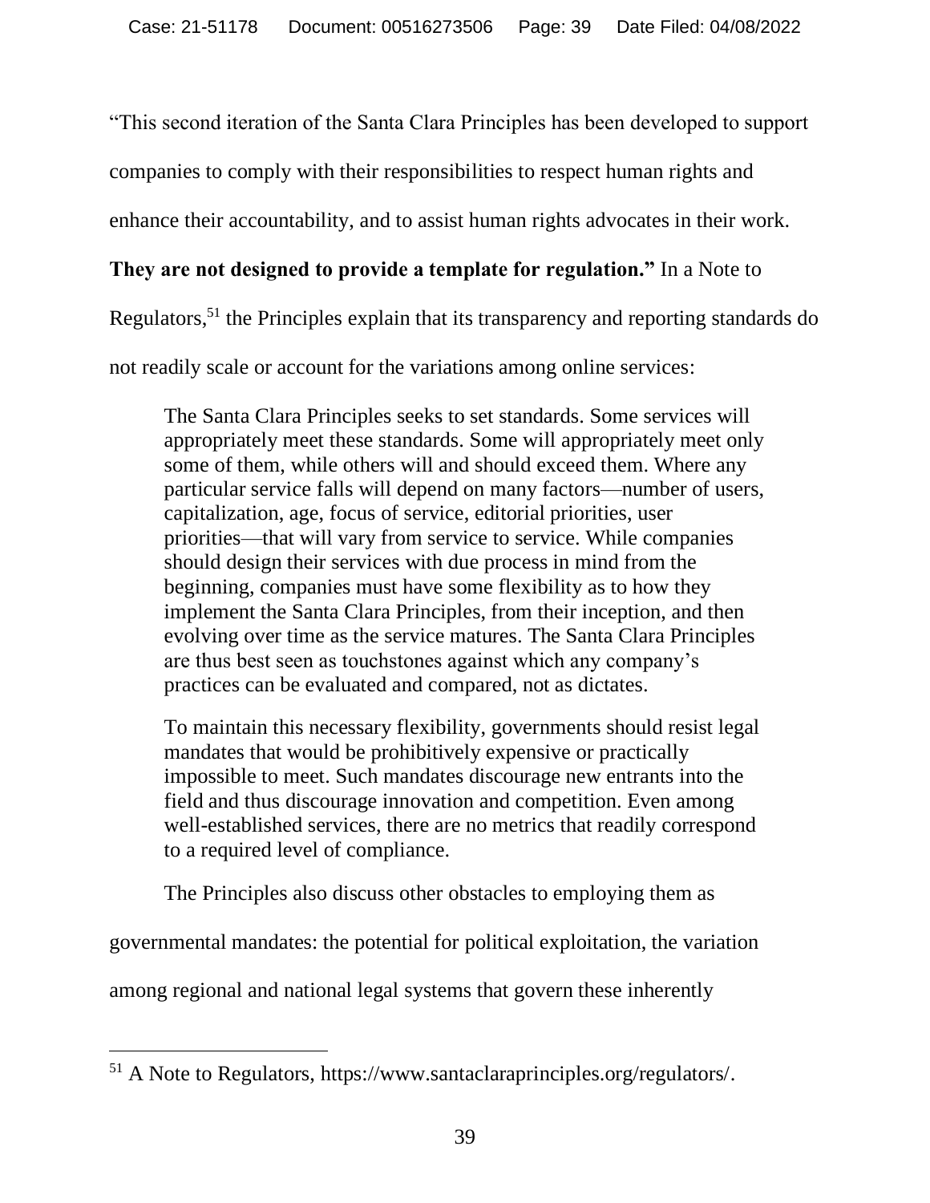"This second iteration of the Santa Clara Principles has been developed to support companies to comply with their responsibilities to respect human rights and enhance their accountability, and to assist human rights advocates in their work. **They are not designed to provide a template for regulation."** In a Note to Regulators,[51] the Principles explain that its transparency and reporting standards do not readily scale or account for the variations among online services:

> The Santa Clara Principles seeks to set standards. Some services will appropriately meet these standards. Some will appropriately meet only some of them, while others will and should exceed them. Where any particular service falls will depend on many factors—number of users, capitalization, age, focus of service, editorial priorities, user priorities—that will vary from service to service. While companies should design their services with due process in mind from the beginning, companies must have some flexibility as to how they implement the Santa Clara Principles, from their inception, and then evolving over time as the service matures. The Santa Clara Principles are thus best seen as touchstones against which any company's practices can be evaluated and compared, not as dictates.
>
> To maintain this necessary flexibility, governments should resist legal mandates that would be prohibitively expensive or practically impossible to meet. Such mandates discourage new entrants into the field and thus discourage innovation and competition. Even among well-established services, there are no metrics that readily correspond to a required level of compliance.

The Principles also discuss other obstacles to employing them as governmental mandates: the potential for political exploitation, the variation among regional and national legal systems that govern these inherently

[51] A Note to Regulators, https://www.santaclaraprinciples.org/regulators/.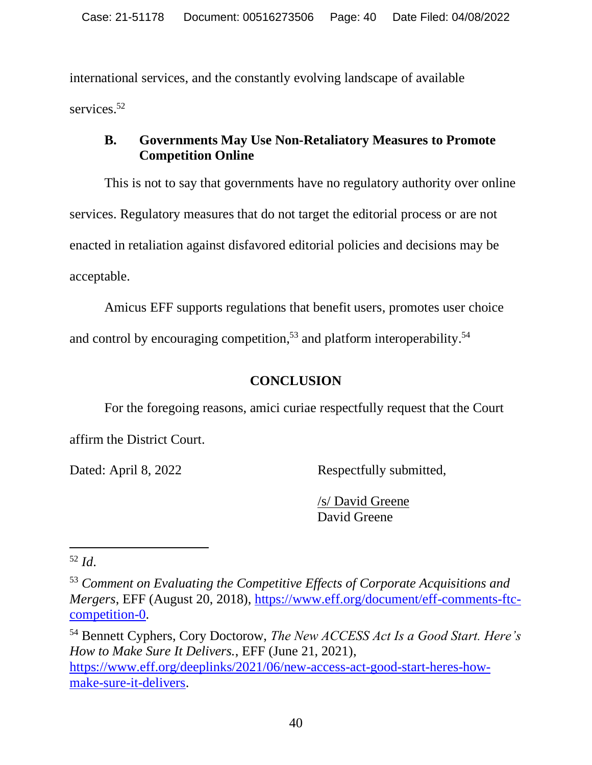international services, and the constantly evolving landscape of available services.[52]

### B. Governments May Use Non-Retaliatory Measures to Promote Competition Online

This is not to say that governments have no regulatory authority over online services. Regulatory measures that do not target the editorial process or are not enacted in retaliation against disfavored editorial policies and decisions may be acceptable.

Amicus EFF supports regulations that benefit users, promotes user choice and control by encouraging competition,[53] and platform interoperability.[54]

## CONCLUSION

For the foregoing reasons, amici curiae respectfully request that the Court affirm the District Court.

Dated: April 8, 2022

Respectfully submitted,

/s/ David Greene
David Greene

---

[52] *Id*.

[53] *Comment on Evaluating the Competitive Effects of Corporate Acquisitions and Mergers*, EFF (August 20, 2018), https://www.eff.org/document/eff-comments-ftc-competition-0.

[54] Bennett Cyphers, Cory Doctorow, *The New ACCESS Act Is a Good Start. Here's How to Make Sure It Delivers.*, EFF (June 21, 2021), https://www.eff.org/deeplinks/2021/06/new-access-act-good-start-heres-how-make-sure-it-delivers.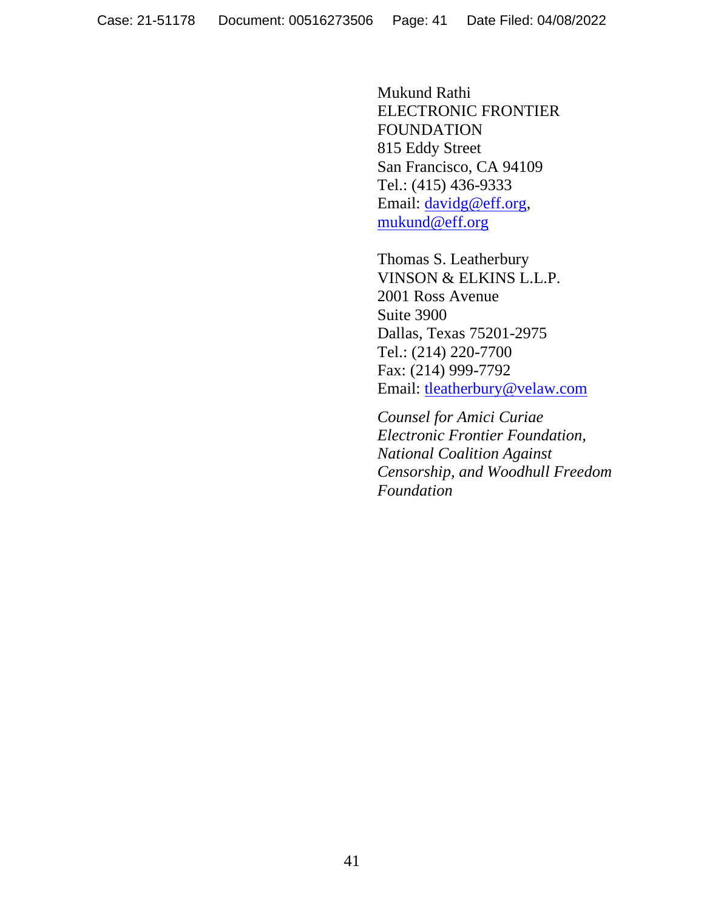Mukund Rathi
ELECTRONIC FRONTIER FOUNDATION
815 Eddy Street
San Francisco, CA 94109
Tel.: (415) 436-9333
Email: davidg@eff.org, mukund@eff.org

Thomas S. Leatherbury
VINSON & ELKINS L.L.P.
2001 Ross Avenue
Suite 3900
Dallas, Texas 75201-2975
Tel.: (214) 220-7700
Fax: (214) 999-7792
Email: tleatherbury@velaw.com

*Counsel for Amici Curiae Electronic Frontier Foundation, National Coalition Against Censorship, and Woodhull Freedom Foundation*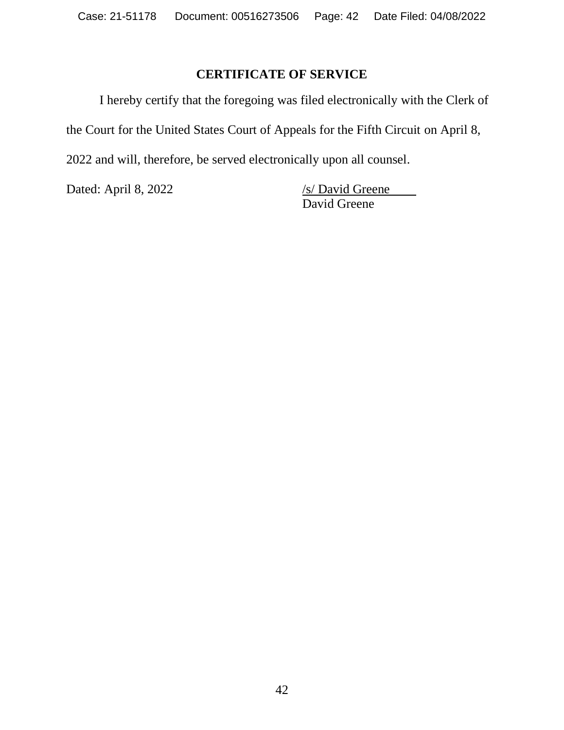## CERTIFICATE OF SERVICE

I hereby certify that the foregoing was filed electronically with the Clerk of the Court for the United States Court of Appeals for the Fifth Circuit on April 8, 2022 and will, therefore, be served electronically upon all counsel.

Dated: April 8, 2022

/s/ David Greene
David Greene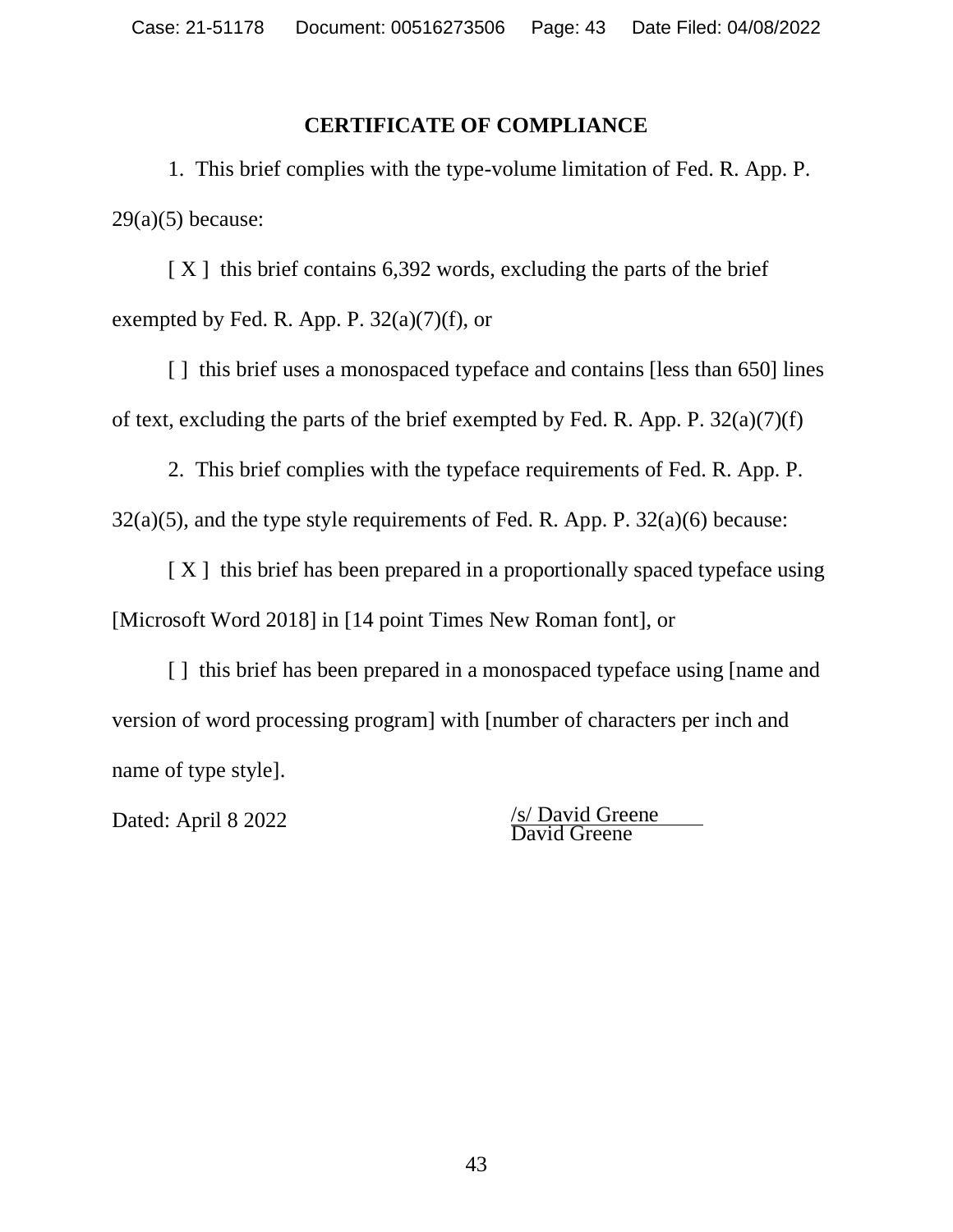## CERTIFICATE OF COMPLIANCE

1. This brief complies with the type-volume limitation of Fed. R. App. P. 29(a)(5) because:

[ X ] this brief contains 6,392 words, excluding the parts of the brief exempted by Fed. R. App. P. 32(a)(7)(f), or

[ ] this brief uses a monospaced typeface and contains [less than 650] lines of text, excluding the parts of the brief exempted by Fed. R. App. P. 32(a)(7)(f)

2. This brief complies with the typeface requirements of Fed. R. App. P. 32(a)(5), and the type style requirements of Fed. R. App. P. 32(a)(6) because:

[ X ] this brief has been prepared in a proportionally spaced typeface using [Microsoft Word 2018] in [14 point Times New Roman font], or

[ ] this brief has been prepared in a monospaced typeface using [name and version of word processing program] with [number of characters per inch and name of type style].

Dated: April 8 2022

/s/ David Greene
David Greene